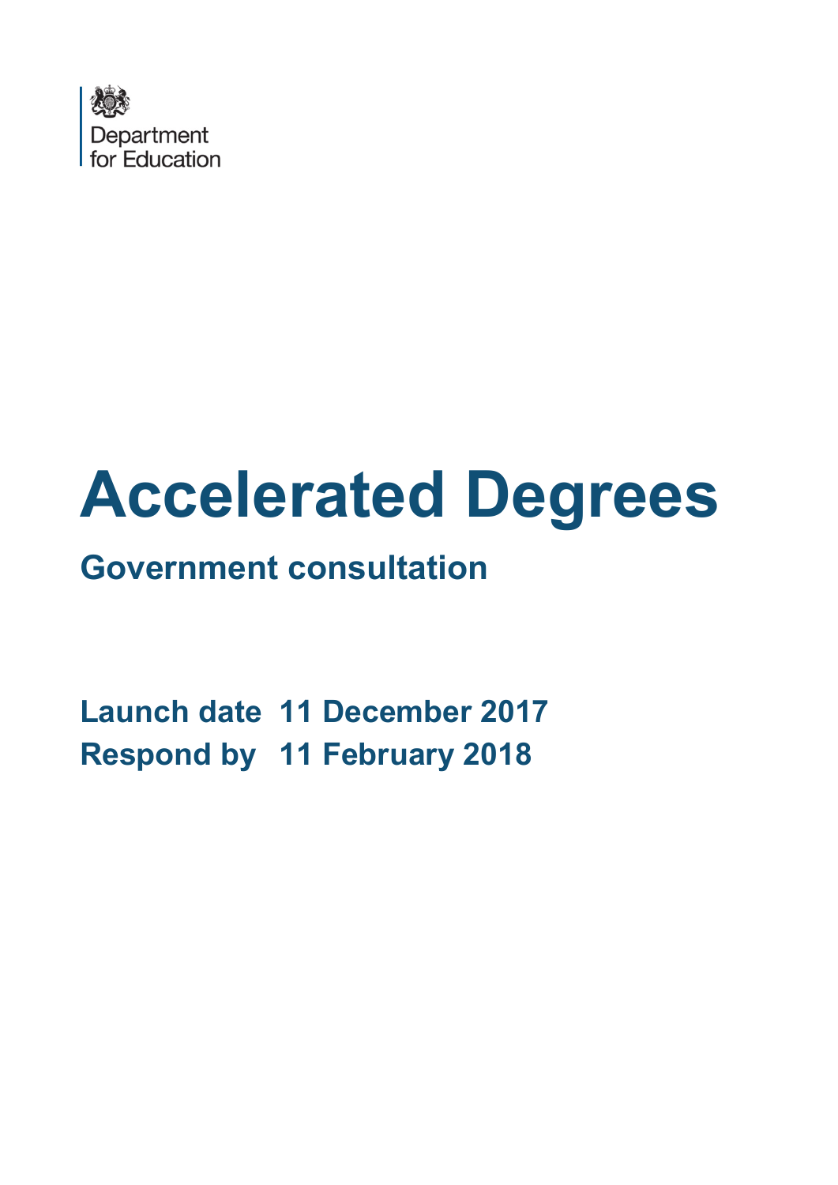Department for Education

# Accelerated Degrees

## Government consultation

**Launch date 11 December 2017**
**Respond by 11 February 2018**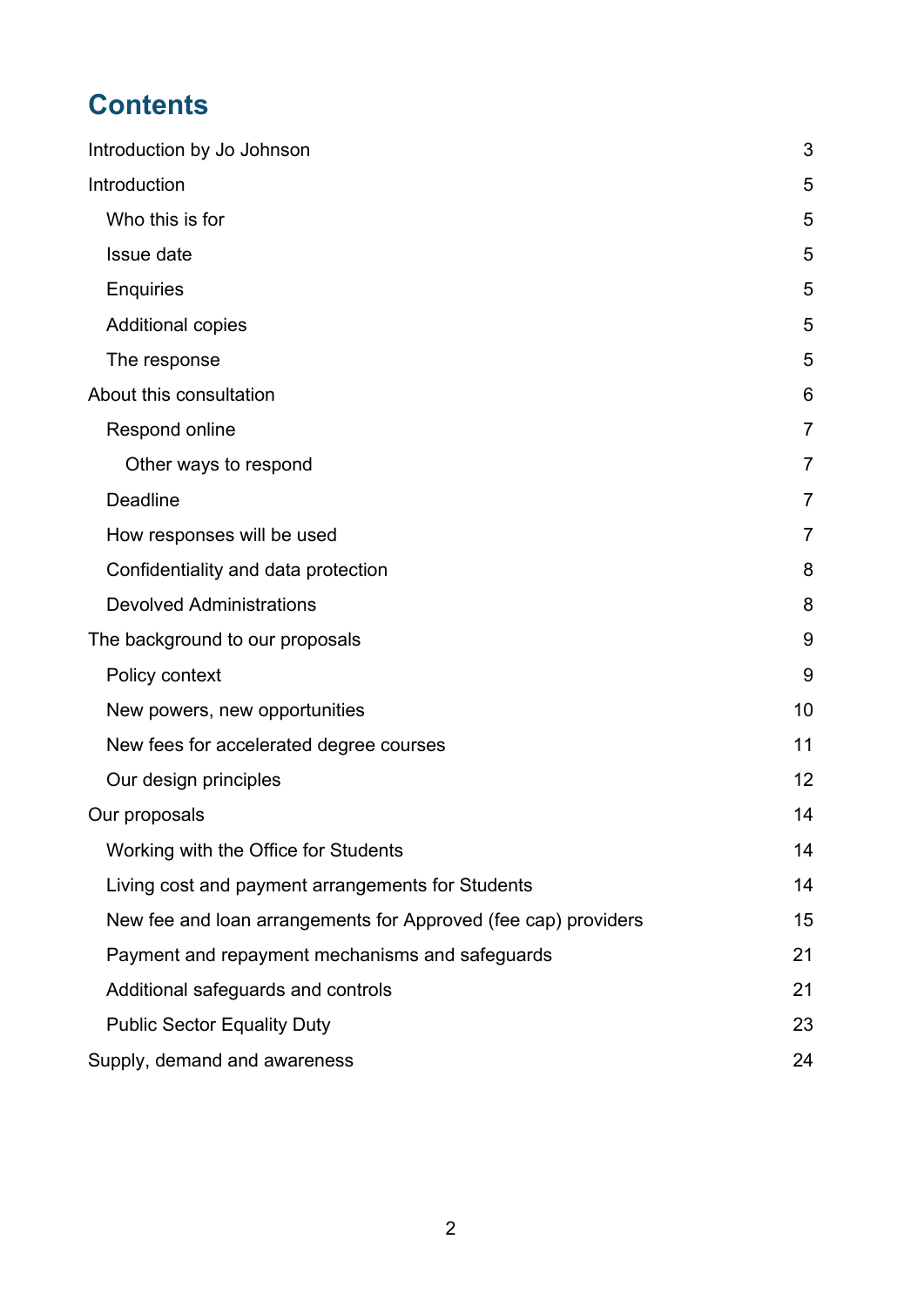# Contents

Introduction by Jo Johnson 3

Introduction 5

- Who this is for 5
- Issue date 5
- Enquiries 5
- Additional copies 5
- The response 5

About this consultation 6

- Respond online 7
  - Other ways to respond 7
- Deadline 7
- How responses will be used 7
- Confidentiality and data protection 8
- Devolved Administrations 8

The background to our proposals 9

- Policy context 9
- New powers, new opportunities 10
- New fees for accelerated degree courses 11
- Our design principles 12

Our proposals 14

- Working with the Office for Students 14
- Living cost and payment arrangements for Students 14
- New fee and loan arrangements for Approved (fee cap) providers 15
- Payment and repayment mechanisms and safeguards 21
- Additional safeguards and controls 21
- Public Sector Equality Duty 23

Supply, demand and awareness 24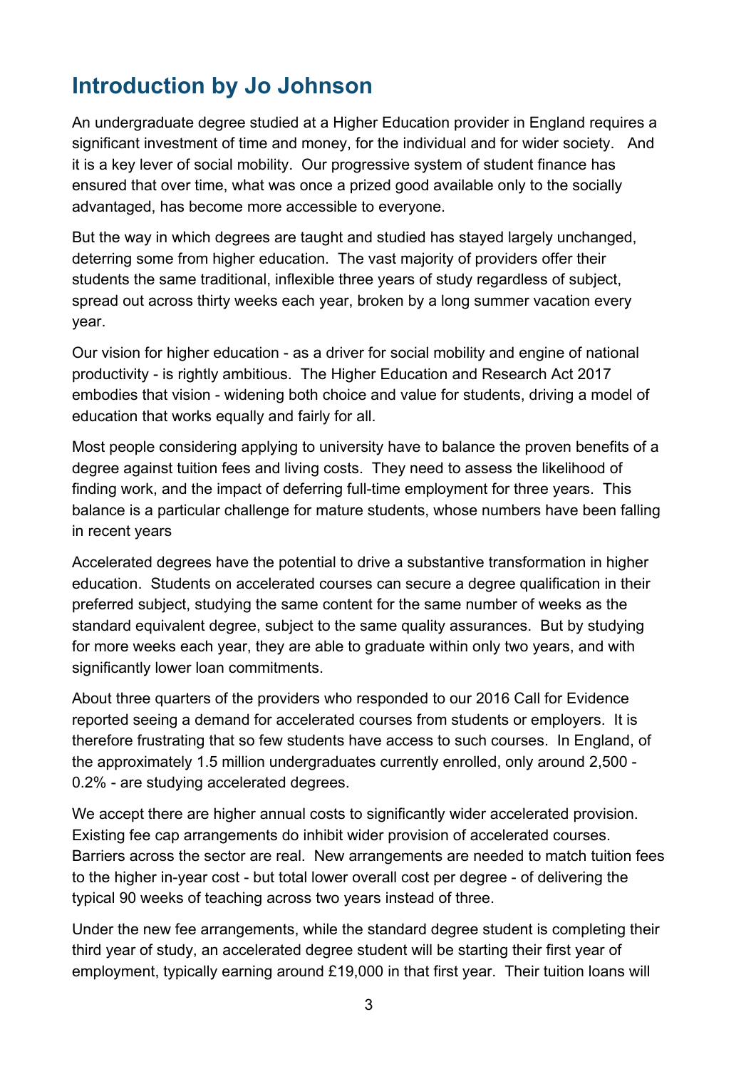## Introduction by Jo Johnson

An undergraduate degree studied at a Higher Education provider in England requires a significant investment of time and money, for the individual and for wider society.   And it is a key lever of social mobility.  Our progressive system of student finance has ensured that over time, what was once a prized good available only to the socially advantaged, has become more accessible to everyone.

But the way in which degrees are taught and studied has stayed largely unchanged, deterring some from higher education.  The vast majority of providers offer their students the same traditional, inflexible three years of study regardless of subject, spread out across thirty weeks each year, broken by a long summer vacation every year.

Our vision for higher education - as a driver for social mobility and engine of national productivity - is rightly ambitious.  The Higher Education and Research Act 2017 embodies that vision - widening both choice and value for students, driving a model of education that works equally and fairly for all.

Most people considering applying to university have to balance the proven benefits of a degree against tuition fees and living costs.  They need to assess the likelihood of finding work, and the impact of deferring full-time employment for three years.  This balance is a particular challenge for mature students, whose numbers have been falling in recent years

Accelerated degrees have the potential to drive a substantive transformation in higher education.  Students on accelerated courses can secure a degree qualification in their preferred subject, studying the same content for the same number of weeks as the standard equivalent degree, subject to the same quality assurances.  But by studying for more weeks each year, they are able to graduate within only two years, and with significantly lower loan commitments.

About three quarters of the providers who responded to our 2016 Call for Evidence reported seeing a demand for accelerated courses from students or employers.  It is therefore frustrating that so few students have access to such courses.  In England, of the approximately 1.5 million undergraduates currently enrolled, only around 2,500 - 0.2% - are studying accelerated degrees.

We accept there are higher annual costs to significantly wider accelerated provision.  Existing fee cap arrangements do inhibit wider provision of accelerated courses.  Barriers across the sector are real.  New arrangements are needed to match tuition fees to the higher in-year cost - but total lower overall cost per degree - of delivering the typical 90 weeks of teaching across two years instead of three.

Under the new fee arrangements, while the standard degree student is completing their third year of study, an accelerated degree student will be starting their first year of employment, typically earning around £19,000 in that first year.  Their tuition loans will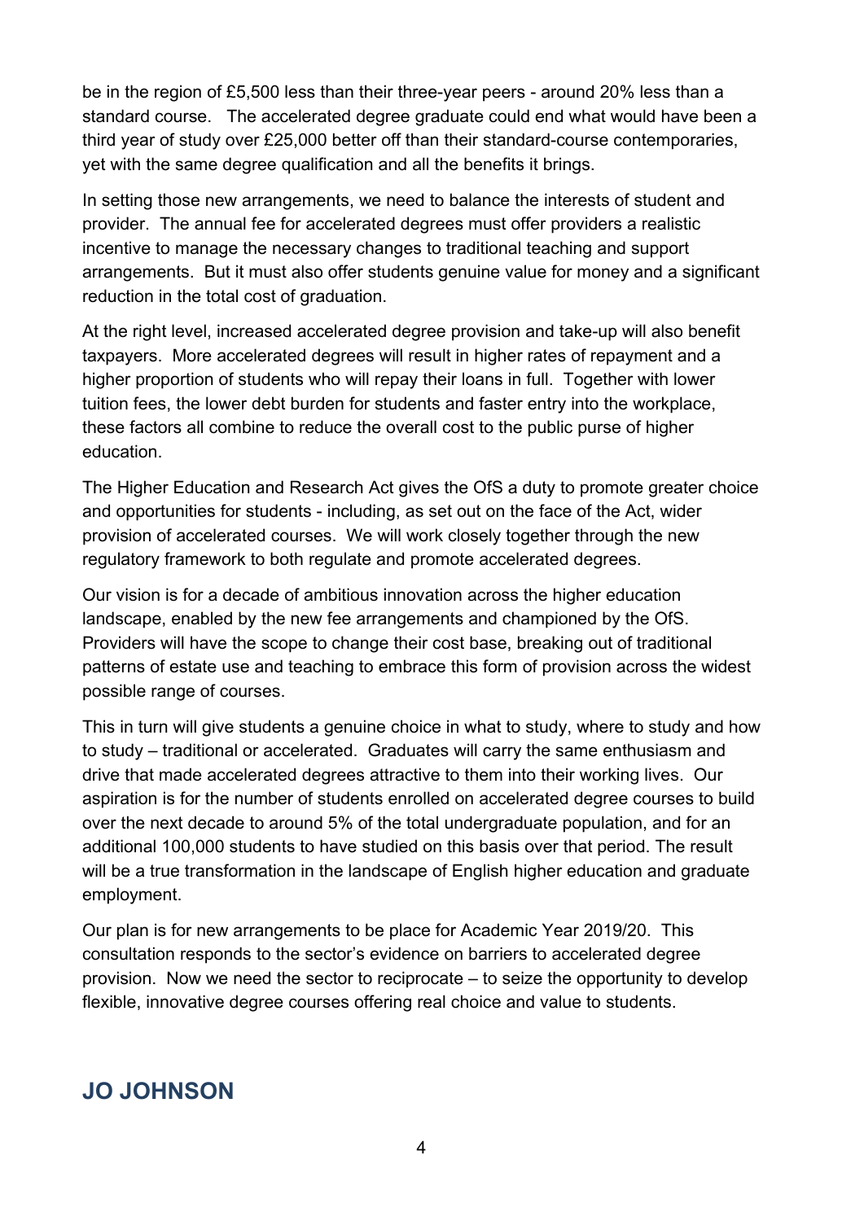be in the region of £5,500 less than their three-year peers - around 20% less than a standard course. The accelerated degree graduate could end what would have been a third year of study over £25,000 better off than their standard-course contemporaries, yet with the same degree qualification and all the benefits it brings.

In setting those new arrangements, we need to balance the interests of student and provider. The annual fee for accelerated degrees must offer providers a realistic incentive to manage the necessary changes to traditional teaching and support arrangements. But it must also offer students genuine value for money and a significant reduction in the total cost of graduation.

At the right level, increased accelerated degree provision and take-up will also benefit taxpayers. More accelerated degrees will result in higher rates of repayment and a higher proportion of students who will repay their loans in full. Together with lower tuition fees, the lower debt burden for students and faster entry into the workplace, these factors all combine to reduce the overall cost to the public purse of higher education.

The Higher Education and Research Act gives the OfS a duty to promote greater choice and opportunities for students - including, as set out on the face of the Act, wider provision of accelerated courses. We will work closely together through the new regulatory framework to both regulate and promote accelerated degrees.

Our vision is for a decade of ambitious innovation across the higher education landscape, enabled by the new fee arrangements and championed by the OfS. Providers will have the scope to change their cost base, breaking out of traditional patterns of estate use and teaching to embrace this form of provision across the widest possible range of courses.

This in turn will give students a genuine choice in what to study, where to study and how to study – traditional or accelerated. Graduates will carry the same enthusiasm and drive that made accelerated degrees attractive to them into their working lives. Our aspiration is for the number of students enrolled on accelerated degree courses to build over the next decade to around 5% of the total undergraduate population, and for an additional 100,000 students to have studied on this basis over that period. The result will be a true transformation in the landscape of English higher education and graduate employment.

Our plan is for new arrangements to be place for Academic Year 2019/20. This consultation responds to the sector's evidence on barriers to accelerated degree provision. Now we need the sector to reciprocate – to seize the opportunity to develop flexible, innovative degree courses offering real choice and value to students.

## JO JOHNSON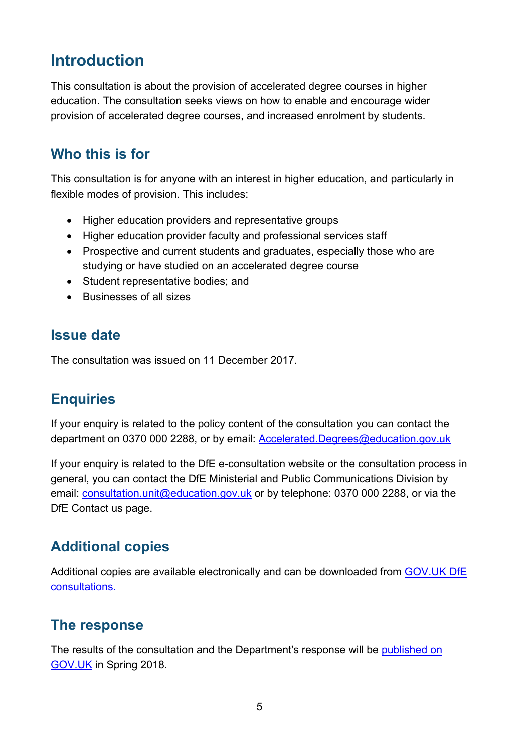# Introduction

This consultation is about the provision of accelerated degree courses in higher education. The consultation seeks views on how to enable and encourage wider provision of accelerated degree courses, and increased enrolment by students.

## Who this is for

This consultation is for anyone with an interest in higher education, and particularly in flexible modes of provision. This includes:

- Higher education providers and representative groups
- Higher education provider faculty and professional services staff
- Prospective and current students and graduates, especially those who are studying or have studied on an accelerated degree course
- Student representative bodies; and
- Businesses of all sizes

## Issue date

The consultation was issued on 11 December 2017.

## Enquiries

If your enquiry is related to the policy content of the consultation you can contact the department on 0370 000 2288, or by email: Accelerated.Degrees@education.gov.uk

If your enquiry is related to the DfE e-consultation website or the consultation process in general, you can contact the DfE Ministerial and Public Communications Division by email: consultation.unit@education.gov.uk or by telephone: 0370 000 2288, or via the DfE Contact us page.

## Additional copies

Additional copies are available electronically and can be downloaded from GOV.UK DfE consultations.

## The response

The results of the consultation and the Department's response will be published on GOV.UK in Spring 2018.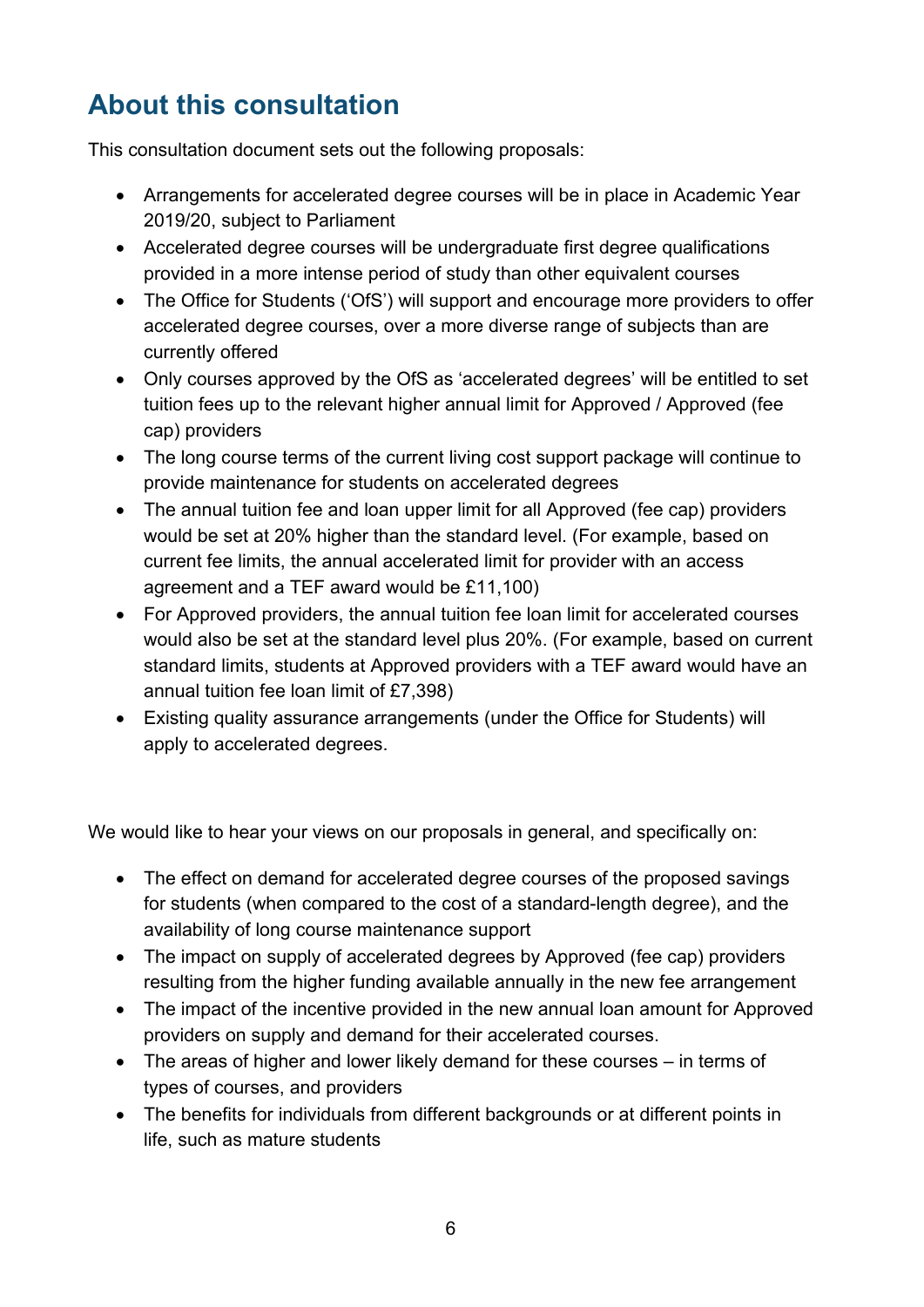## About this consultation

This consultation document sets out the following proposals:

- Arrangements for accelerated degree courses will be in place in Academic Year 2019/20, subject to Parliament
- Accelerated degree courses will be undergraduate first degree qualifications provided in a more intense period of study than other equivalent courses
- The Office for Students ('OfS') will support and encourage more providers to offer accelerated degree courses, over a more diverse range of subjects than are currently offered
- Only courses approved by the OfS as 'accelerated degrees' will be entitled to set tuition fees up to the relevant higher annual limit for Approved / Approved (fee cap) providers
- The long course terms of the current living cost support package will continue to provide maintenance for students on accelerated degrees
- The annual tuition fee and loan upper limit for all Approved (fee cap) providers would be set at 20% higher than the standard level. (For example, based on current fee limits, the annual accelerated limit for provider with an access agreement and a TEF award would be £11,100)
- For Approved providers, the annual tuition fee loan limit for accelerated courses would also be set at the standard level plus 20%. (For example, based on current standard limits, students at Approved providers with a TEF award would have an annual tuition fee loan limit of £7,398)
- Existing quality assurance arrangements (under the Office for Students) will apply to accelerated degrees.

We would like to hear your views on our proposals in general, and specifically on:

- The effect on demand for accelerated degree courses of the proposed savings for students (when compared to the cost of a standard-length degree), and the availability of long course maintenance support
- The impact on supply of accelerated degrees by Approved (fee cap) providers resulting from the higher funding available annually in the new fee arrangement
- The impact of the incentive provided in the new annual loan amount for Approved providers on supply and demand for their accelerated courses.
- The areas of higher and lower likely demand for these courses – in terms of types of courses, and providers
- The benefits for individuals from different backgrounds or at different points in life, such as mature students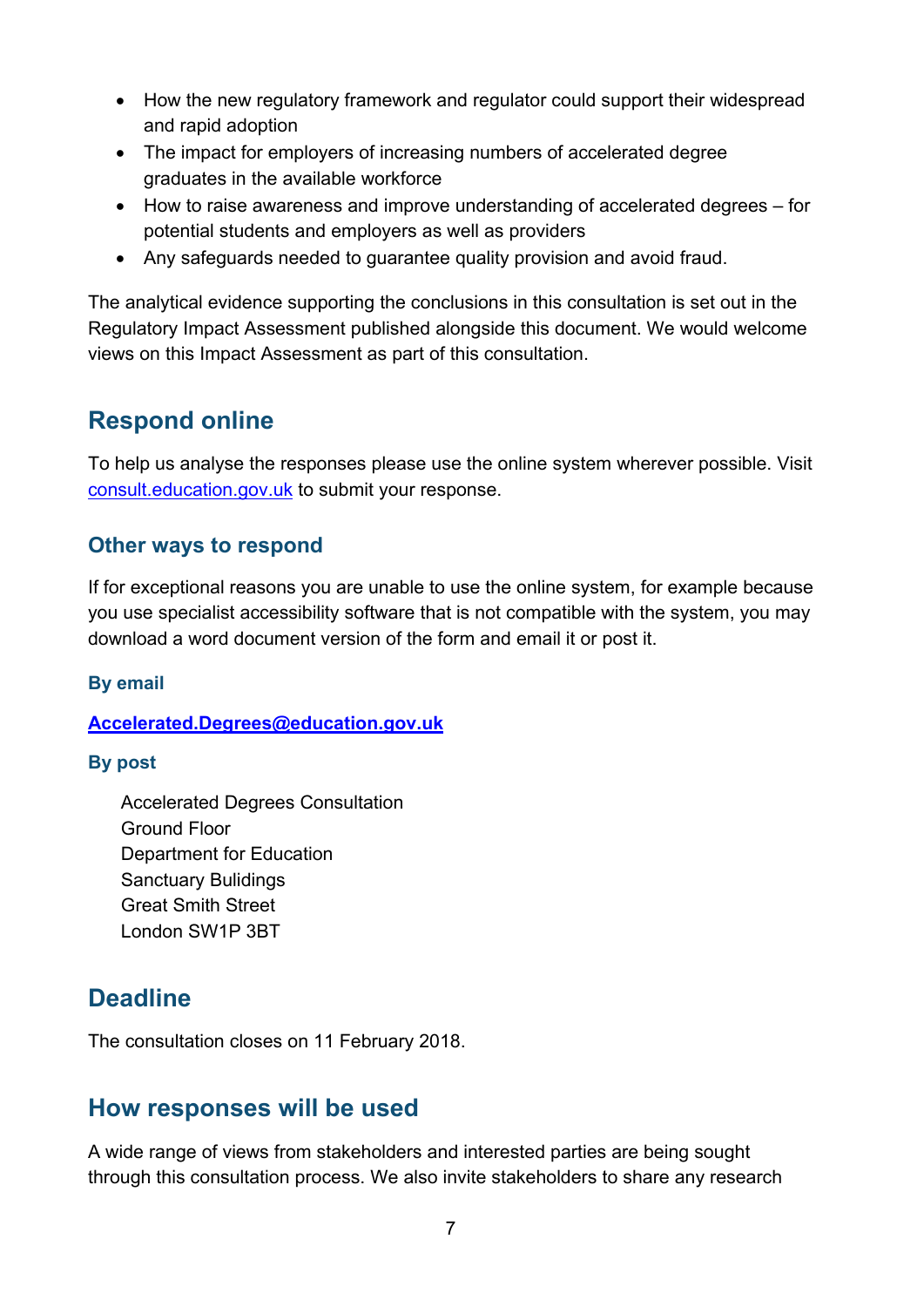- How the new regulatory framework and regulator could support their widespread and rapid adoption
- The impact for employers of increasing numbers of accelerated degree graduates in the available workforce
- How to raise awareness and improve understanding of accelerated degrees – for potential students and employers as well as providers
- Any safeguards needed to guarantee quality provision and avoid fraud.

The analytical evidence supporting the conclusions in this consultation is set out in the Regulatory Impact Assessment published alongside this document. We would welcome views on this Impact Assessment as part of this consultation.

## Respond online

To help us analyse the responses please use the online system wherever possible. Visit [consult.education.gov.uk](consult.education.gov.uk) to submit your response.

### Other ways to respond

If for exceptional reasons you are unable to use the online system, for example because you use specialist accessibility software that is not compatible with the system, you may download a word document version of the form and email it or post it.

#### By email

**Accelerated.Degrees@education.gov.uk**

#### By post

Accelerated Degrees Consultation
Ground Floor
Department for Education
Sanctuary Bulidings
Great Smith Street
London SW1P 3BT

## Deadline

The consultation closes on 11 February 2018.

## How responses will be used

A wide range of views from stakeholders and interested parties are being sought through this consultation process. We also invite stakeholders to share any research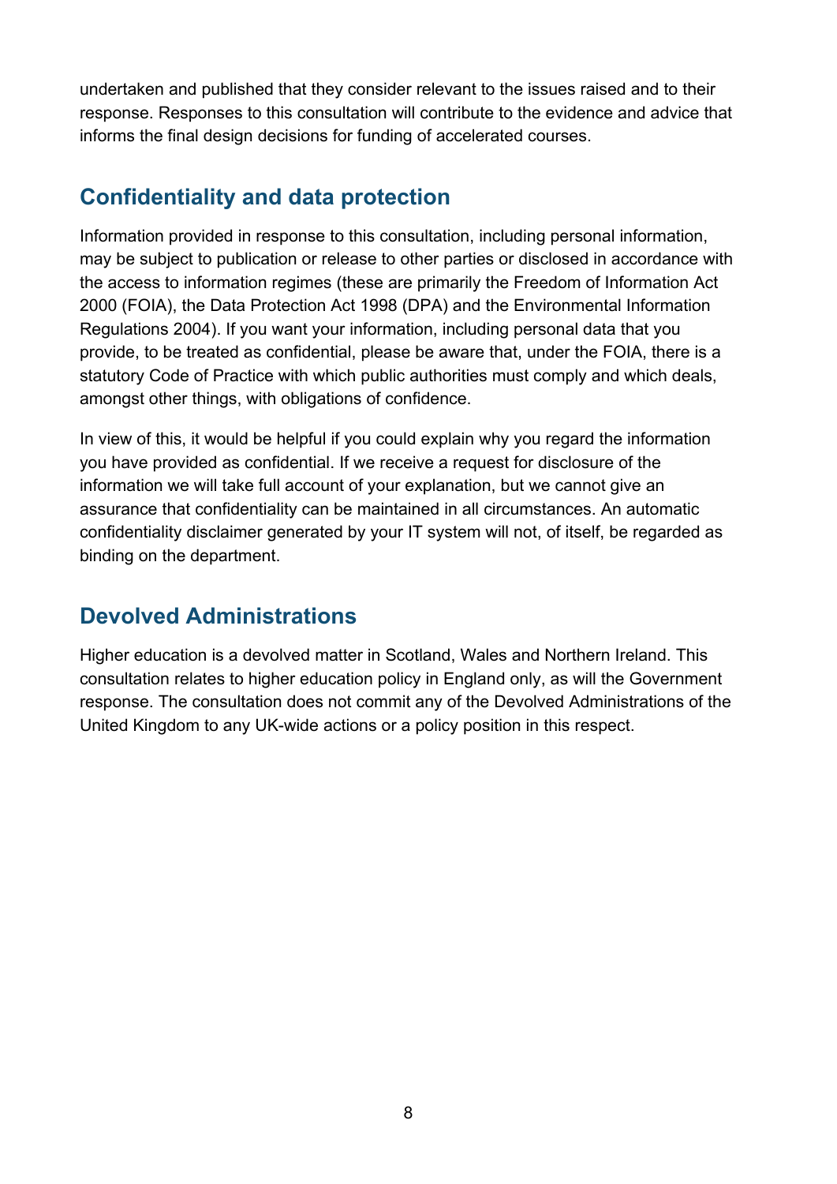undertaken and published that they consider relevant to the issues raised and to their response. Responses to this consultation will contribute to the evidence and advice that informs the final design decisions for funding of accelerated courses.

## Confidentiality and data protection

Information provided in response to this consultation, including personal information, may be subject to publication or release to other parties or disclosed in accordance with the access to information regimes (these are primarily the Freedom of Information Act 2000 (FOIA), the Data Protection Act 1998 (DPA) and the Environmental Information Regulations 2004). If you want your information, including personal data that you provide, to be treated as confidential, please be aware that, under the FOIA, there is a statutory Code of Practice with which public authorities must comply and which deals, amongst other things, with obligations of confidence.

In view of this, it would be helpful if you could explain why you regard the information you have provided as confidential. If we receive a request for disclosure of the information we will take full account of your explanation, but we cannot give an assurance that confidentiality can be maintained in all circumstances. An automatic confidentiality disclaimer generated by your IT system will not, of itself, be regarded as binding on the department.

## Devolved Administrations

Higher education is a devolved matter in Scotland, Wales and Northern Ireland. This consultation relates to higher education policy in England only, as will the Government response. The consultation does not commit any of the Devolved Administrations of the United Kingdom to any UK-wide actions or a policy position in this respect.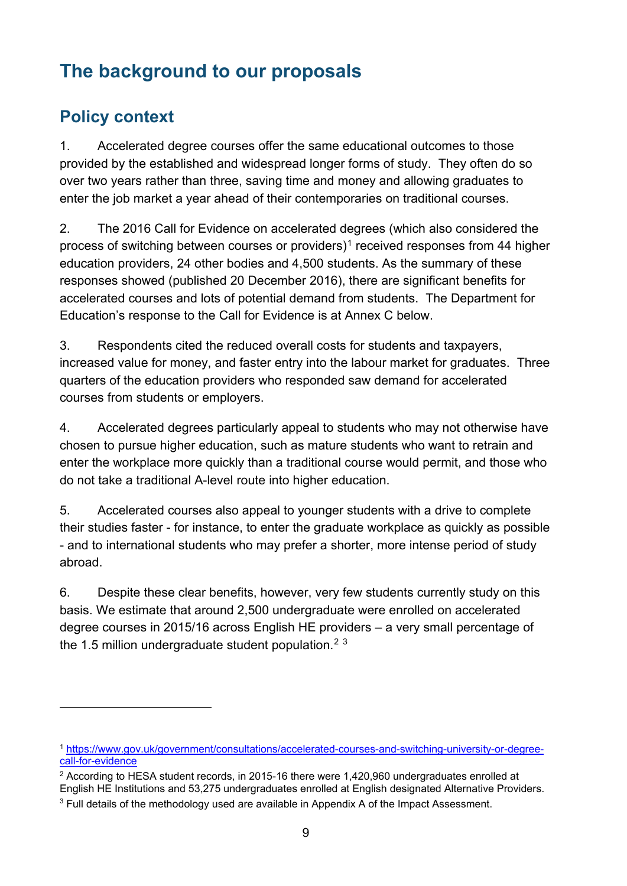# The background to our proposals

## Policy context

1. Accelerated degree courses offer the same educational outcomes to those provided by the established and widespread longer forms of study. They often do so over two years rather than three, saving time and money and allowing graduates to enter the job market a year ahead of their contemporaries on traditional courses.

2. The 2016 Call for Evidence on accelerated degrees (which also considered the process of switching between courses or providers)[1] received responses from 44 higher education providers, 24 other bodies and 4,500 students. As the summary of these responses showed (published 20 December 2016), there are significant benefits for accelerated courses and lots of potential demand from students. The Department for Education's response to the Call for Evidence is at Annex C below.

3. Respondents cited the reduced overall costs for students and taxpayers, increased value for money, and faster entry into the labour market for graduates. Three quarters of the education providers who responded saw demand for accelerated courses from students or employers.

4. Accelerated degrees particularly appeal to students who may not otherwise have chosen to pursue higher education, such as mature students who want to retrain and enter the workplace more quickly than a traditional course would permit, and those who do not take a traditional A-level route into higher education.

5. Accelerated courses also appeal to younger students with a drive to complete their studies faster - for instance, to enter the graduate workplace as quickly as possible - and to international students who may prefer a shorter, more intense period of study abroad.

6. Despite these clear benefits, however, very few students currently study on this basis. We estimate that around 2,500 undergraduate were enrolled on accelerated degree courses in 2015/16 across English HE providers – a very small percentage of the 1.5 million undergraduate student population.[2] [3]

---

[1] https://www.gov.uk/government/consultations/accelerated-courses-and-switching-university-or-degree-call-for-evidence

[2] According to HESA student records, in 2015-16 there were 1,420,960 undergraduates enrolled at English HE Institutions and 53,275 undergraduates enrolled at English designated Alternative Providers.

[3] Full details of the methodology used are available in Appendix A of the Impact Assessment.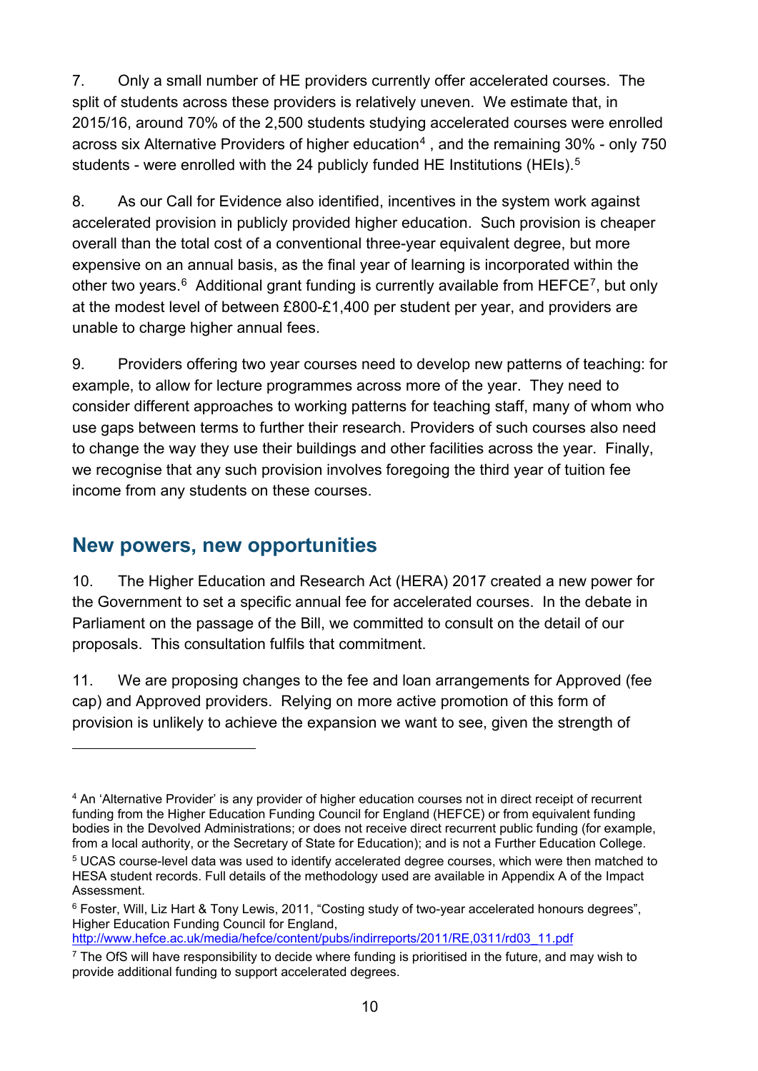7. Only a small number of HE providers currently offer accelerated courses. The split of students across these providers is relatively uneven. We estimate that, in 2015/16, around 70% of the 2,500 students studying accelerated courses were enrolled across six Alternative Providers of higher education[4] , and the remaining 30% - only 750 students - were enrolled with the 24 publicly funded HE Institutions (HEIs).[5]

8. As our Call for Evidence also identified, incentives in the system work against accelerated provision in publicly provided higher education. Such provision is cheaper overall than the total cost of a conventional three-year equivalent degree, but more expensive on an annual basis, as the final year of learning is incorporated within the other two years.[6] Additional grant funding is currently available from HEFCE[7], but only at the modest level of between £800-£1,400 per student per year, and providers are unable to charge higher annual fees.

9. Providers offering two year courses need to develop new patterns of teaching: for example, to allow for lecture programmes across more of the year. They need to consider different approaches to working patterns for teaching staff, many of whom who use gaps between terms to further their research. Providers of such courses also need to change the way they use their buildings and other facilities across the year. Finally, we recognise that any such provision involves foregoing the third year of tuition fee income from any students on these courses.

## New powers, new opportunities

10. The Higher Education and Research Act (HERA) 2017 created a new power for the Government to set a specific annual fee for accelerated courses. In the debate in Parliament on the passage of the Bill, we committed to consult on the detail of our proposals. This consultation fulfils that commitment.

11. We are proposing changes to the fee and loan arrangements for Approved (fee cap) and Approved providers. Relying on more active promotion of this form of provision is unlikely to achieve the expansion we want to see, given the strength of

---

[4] An 'Alternative Provider' is any provider of higher education courses not in direct receipt of recurrent funding from the Higher Education Funding Council for England (HEFCE) or from equivalent funding bodies in the Devolved Administrations; or does not receive direct recurrent public funding (for example, from a local authority, or the Secretary of State for Education); and is not a Further Education College.

[5] UCAS course-level data was used to identify accelerated degree courses, which were then matched to HESA student records. Full details of the methodology used are available in Appendix A of the Impact Assessment.

[6] Foster, Will, Liz Hart & Tony Lewis, 2011, "Costing study of two-year accelerated honours degrees", Higher Education Funding Council for England, http://www.hefce.ac.uk/media/hefce/content/pubs/indirreports/2011/RE,0311/rd03_11.pdf

[7] The OfS will have responsibility to decide where funding is prioritised in the future, and may wish to provide additional funding to support accelerated degrees.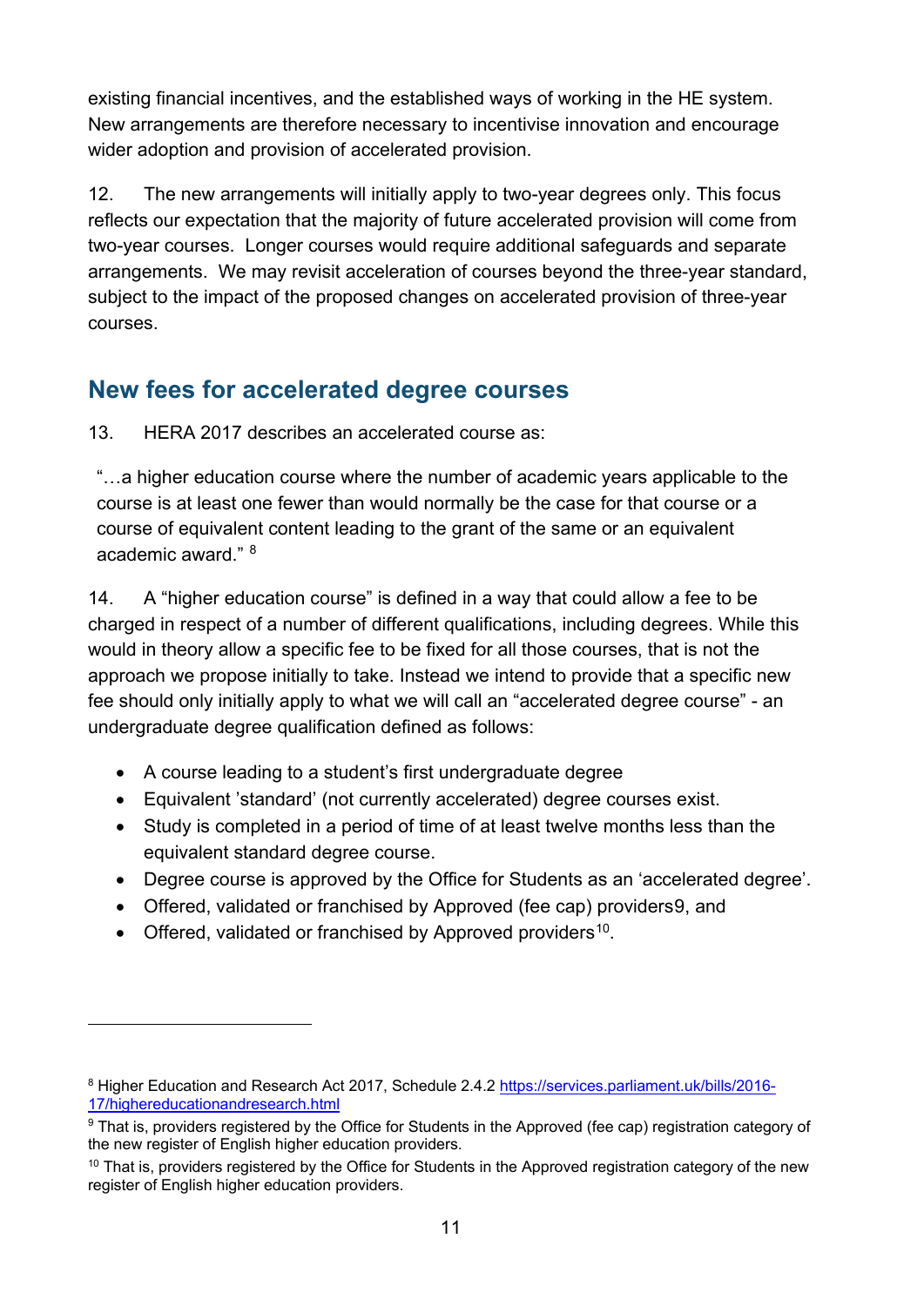existing financial incentives, and the established ways of working in the HE system. New arrangements are therefore necessary to incentivise innovation and encourage wider adoption and provision of accelerated provision.

12. The new arrangements will initially apply to two-year degrees only. This focus reflects our expectation that the majority of future accelerated provision will come from two-year courses. Longer courses would require additional safeguards and separate arrangements. We may revisit acceleration of courses beyond the three-year standard, subject to the impact of the proposed changes on accelerated provision of three-year courses.

## New fees for accelerated degree courses

13. HERA 2017 describes an accelerated course as:

> "…a higher education course where the number of academic years applicable to the course is at least one fewer than would normally be the case for that course or a course of equivalent content leading to the grant of the same or an equivalent academic award." [8]

14. A "higher education course" is defined in a way that could allow a fee to be charged in respect of a number of different qualifications, including degrees. While this would in theory allow a specific fee to be fixed for all those courses, that is not the approach we propose initially to take. Instead we intend to provide that a specific new fee should only initially apply to what we will call an "accelerated degree course" - an undergraduate degree qualification defined as follows:

- A course leading to a student's first undergraduate degree
- Equivalent 'standard' (not currently accelerated) degree courses exist.
- Study is completed in a period of time of at least twelve months less than the equivalent standard degree course.
- Degree course is approved by the Office for Students as an 'accelerated degree'.
- Offered, validated or franchised by Approved (fee cap) providers[9], and
- Offered, validated or franchised by Approved providers[10].

---

[8] Higher Education and Research Act 2017, Schedule 2.4.2 https://services.parliament.uk/bills/2016-17/highereducationandresearch.html

[9] That is, providers registered by the Office for Students in the Approved (fee cap) registration category of the new register of English higher education providers.

[10] That is, providers registered by the Office for Students in the Approved registration category of the new register of English higher education providers.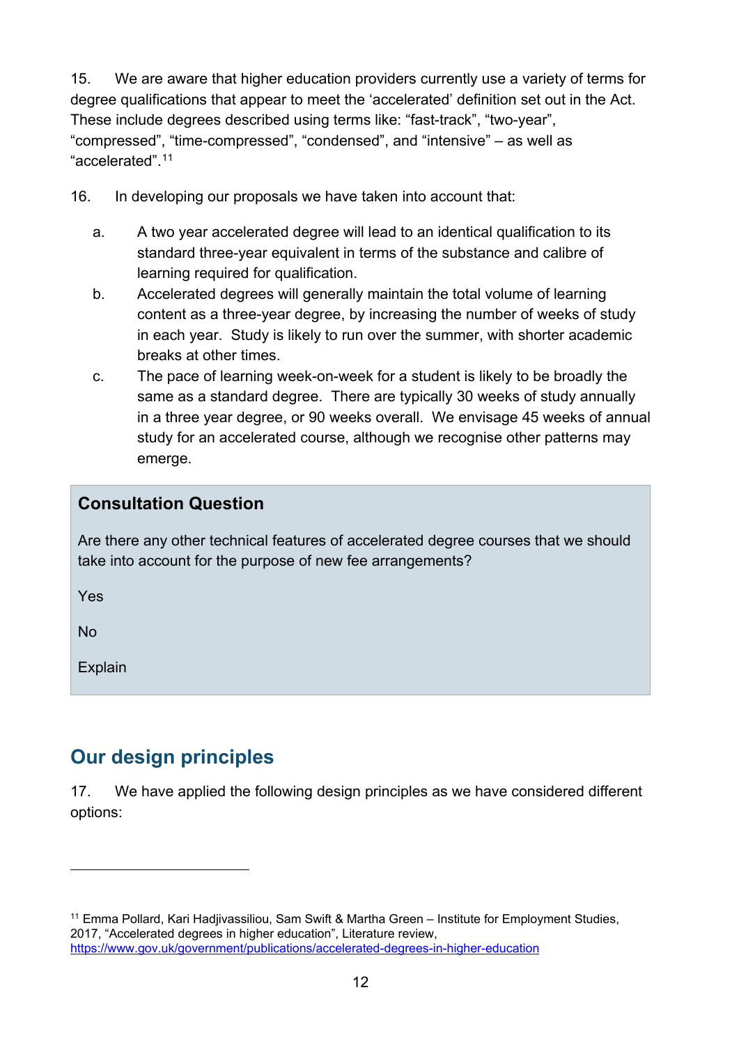15. We are aware that higher education providers currently use a variety of terms for degree qualifications that appear to meet the 'accelerated' definition set out in the Act. These include degrees described using terms like: "fast-track", "two-year", "compressed", "time-compressed", "condensed", and "intensive" – as well as "accelerated".[11]

16. In developing our proposals we have taken into account that:

a. A two year accelerated degree will lead to an identical qualification to its standard three-year equivalent in terms of the substance and calibre of learning required for qualification.

b. Accelerated degrees will generally maintain the total volume of learning content as a three-year degree, by increasing the number of weeks of study in each year. Study is likely to run over the summer, with shorter academic breaks at other times.

c. The pace of learning week-on-week for a student is likely to be broadly the same as a standard degree. There are typically 30 weeks of study annually in a three year degree, or 90 weeks overall. We envisage 45 weeks of annual study for an accelerated course, although we recognise other patterns may emerge.

**Consultation Question**

Are there any other technical features of accelerated degree courses that we should take into account for the purpose of new fee arrangements?

Yes

No

Explain

## Our design principles

17. We have applied the following design principles as we have considered different options:

[11] Emma Pollard, Kari Hadjivassiliou, Sam Swift & Martha Green – Institute for Employment Studies, 2017, "Accelerated degrees in higher education", Literature review, https://www.gov.uk/government/publications/accelerated-degrees-in-higher-education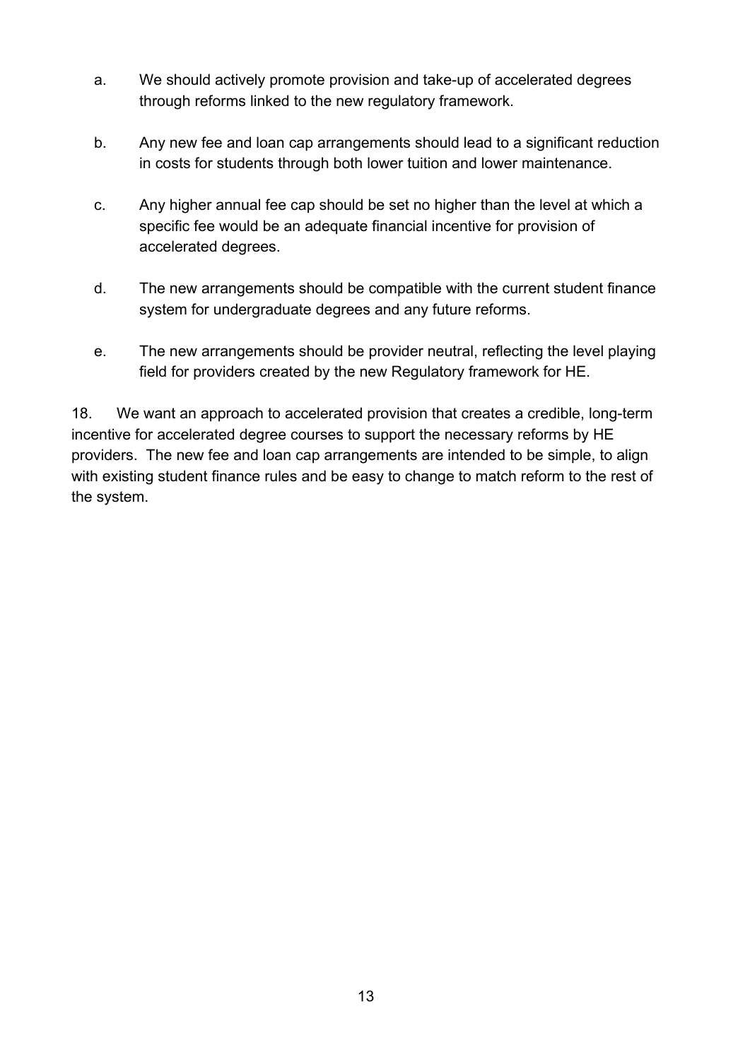a. We should actively promote provision and take-up of accelerated degrees through reforms linked to the new regulatory framework.

b. Any new fee and loan cap arrangements should lead to a significant reduction in costs for students through both lower tuition and lower maintenance.

c. Any higher annual fee cap should be set no higher than the level at which a specific fee would be an adequate financial incentive for provision of accelerated degrees.

d. The new arrangements should be compatible with the current student finance system for undergraduate degrees and any future reforms.

e. The new arrangements should be provider neutral, reflecting the level playing field for providers created by the new Regulatory framework for HE.

18. We want an approach to accelerated provision that creates a credible, long-term incentive for accelerated degree courses to support the necessary reforms by HE providers. The new fee and loan cap arrangements are intended to be simple, to align with existing student finance rules and be easy to change to match reform to the rest of the system.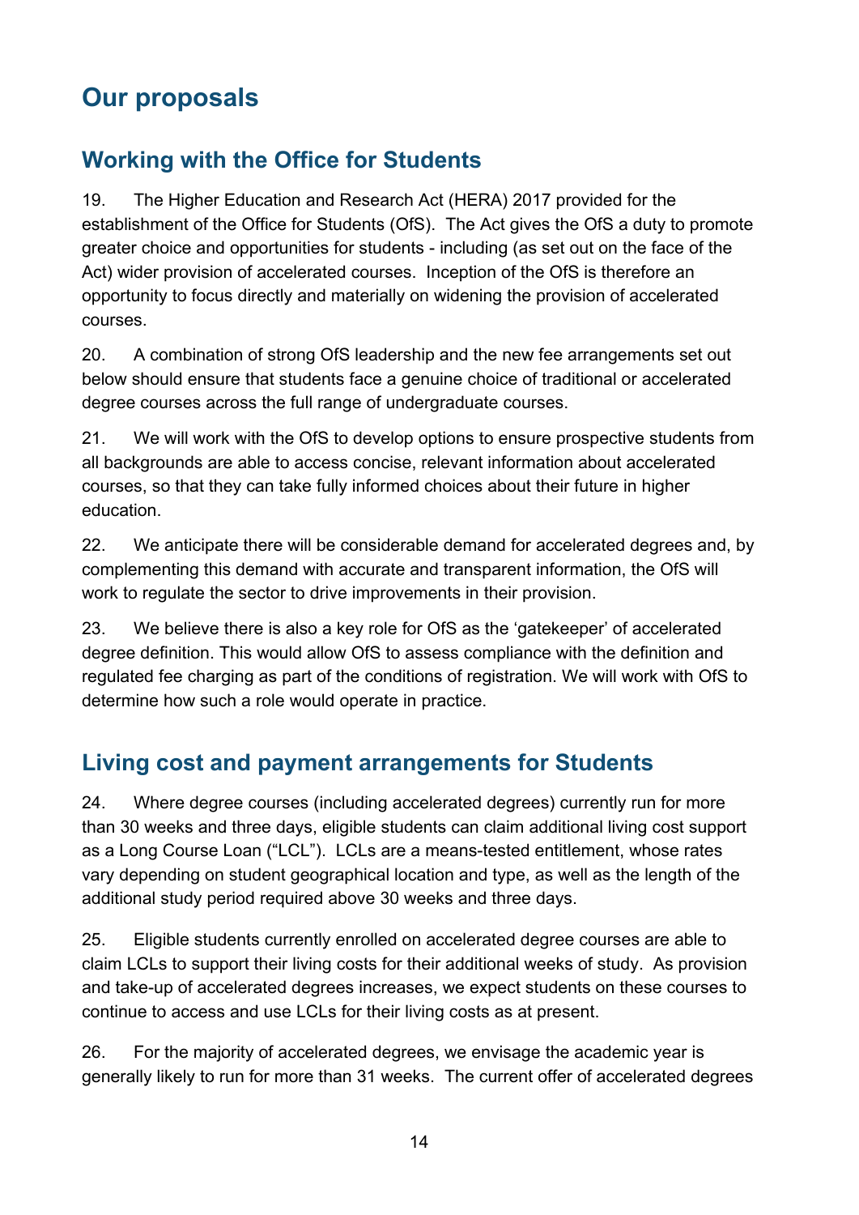# Our proposals

## Working with the Office for Students

19. The Higher Education and Research Act (HERA) 2017 provided for the establishment of the Office for Students (OfS). The Act gives the OfS a duty to promote greater choice and opportunities for students - including (as set out on the face of the Act) wider provision of accelerated courses. Inception of the OfS is therefore an opportunity to focus directly and materially on widening the provision of accelerated courses.

20. A combination of strong OfS leadership and the new fee arrangements set out below should ensure that students face a genuine choice of traditional or accelerated degree courses across the full range of undergraduate courses.

21. We will work with the OfS to develop options to ensure prospective students from all backgrounds are able to access concise, relevant information about accelerated courses, so that they can take fully informed choices about their future in higher education.

22. We anticipate there will be considerable demand for accelerated degrees and, by complementing this demand with accurate and transparent information, the OfS will work to regulate the sector to drive improvements in their provision.

23. We believe there is also a key role for OfS as the 'gatekeeper' of accelerated degree definition. This would allow OfS to assess compliance with the definition and regulated fee charging as part of the conditions of registration. We will work with OfS to determine how such a role would operate in practice.

## Living cost and payment arrangements for Students

24. Where degree courses (including accelerated degrees) currently run for more than 30 weeks and three days, eligible students can claim additional living cost support as a Long Course Loan ("LCL"). LCLs are a means-tested entitlement, whose rates vary depending on student geographical location and type, as well as the length of the additional study period required above 30 weeks and three days.

25. Eligible students currently enrolled on accelerated degree courses are able to claim LCLs to support their living costs for their additional weeks of study. As provision and take-up of accelerated degrees increases, we expect students on these courses to continue to access and use LCLs for their living costs as at present.

26. For the majority of accelerated degrees, we envisage the academic year is generally likely to run for more than 31 weeks. The current offer of accelerated degrees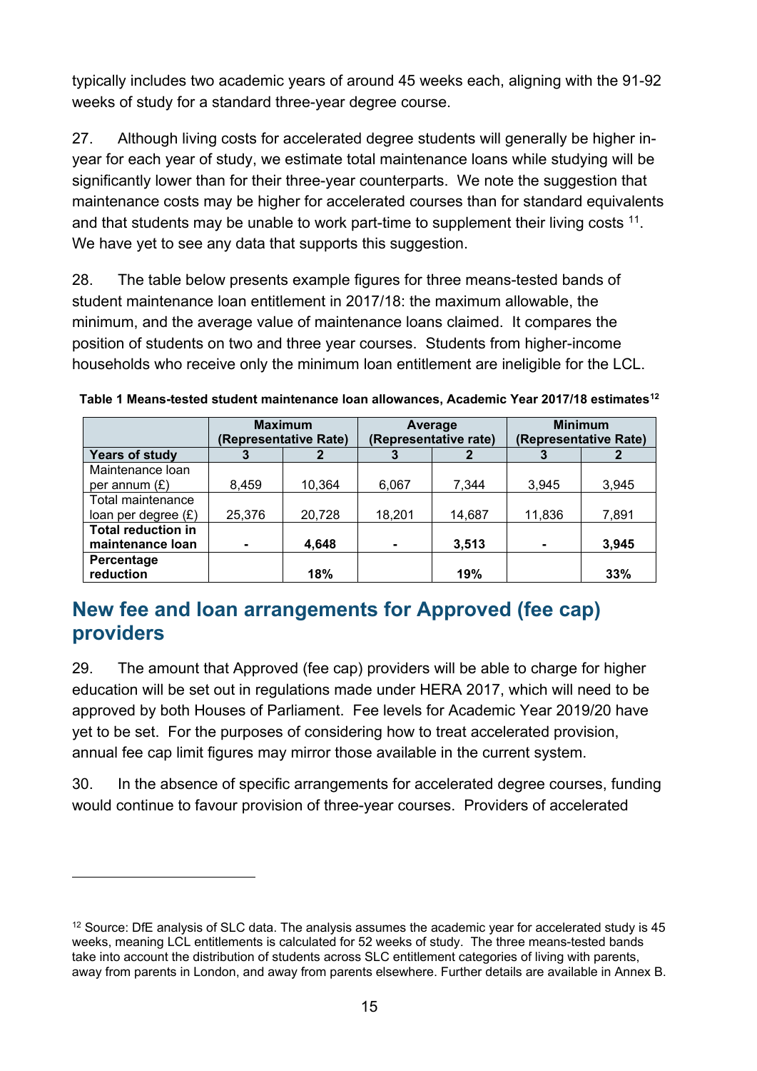typically includes two academic years of around 45 weeks each, aligning with the 91-92 weeks of study for a standard three-year degree course.

27. Although living costs for accelerated degree students will generally be higher in-year for each year of study, we estimate total maintenance loans while studying will be significantly lower than for their three-year counterparts. We note the suggestion that maintenance costs may be higher for accelerated courses than for standard equivalents and that students may be unable to work part-time to supplement their living costs [11]. We have yet to see any data that supports this suggestion.

28. The table below presents example figures for three means-tested bands of student maintenance loan entitlement in 2017/18: the maximum allowable, the minimum, and the average value of maintenance loans claimed. It compares the position of students on two and three year courses. Students from higher-income households who receive only the minimum loan entitlement are ineligible for the LCL.

**Table 1 Means-tested student maintenance loan allowances, Academic Year 2017/18 estimates[12]**

| | Maximum (Representative Rate) | | Average (Representative rate) | | Minimum (Representative Rate) | |
|---|---|---|---|---|---|---|
| **Years of study** | **3** | **2** | **3** | **2** | **3** | **2** |
| Maintenance loan per annum (£) | 8,459 | 10,364 | 6,067 | 7,344 | 3,945 | 3,945 |
| Total maintenance loan per degree (£) | 25,376 | 20,728 | 18,201 | 14,687 | 11,836 | 7,891 |
| **Total reduction in maintenance loan** | **-** | **4,648** | **-** | **3,513** | **-** | **3,945** |
| **Percentage reduction** | | **18%** | | **19%** | | **33%** |

## New fee and loan arrangements for Approved (fee cap) providers

29. The amount that Approved (fee cap) providers will be able to charge for higher education will be set out in regulations made under HERA 2017, which will need to be approved by both Houses of Parliament. Fee levels for Academic Year 2019/20 have yet to be set. For the purposes of considering how to treat accelerated provision, annual fee cap limit figures may mirror those available in the current system.

30. In the absence of specific arrangements for accelerated degree courses, funding would continue to favour provision of three-year courses. Providers of accelerated

---

[12] Source: DfE analysis of SLC data. The analysis assumes the academic year for accelerated study is 45 weeks, meaning LCL entitlements is calculated for 52 weeks of study. The three means-tested bands take into account the distribution of students across SLC entitlement categories of living with parents, away from parents in London, and away from parents elsewhere. Further details are available in Annex B.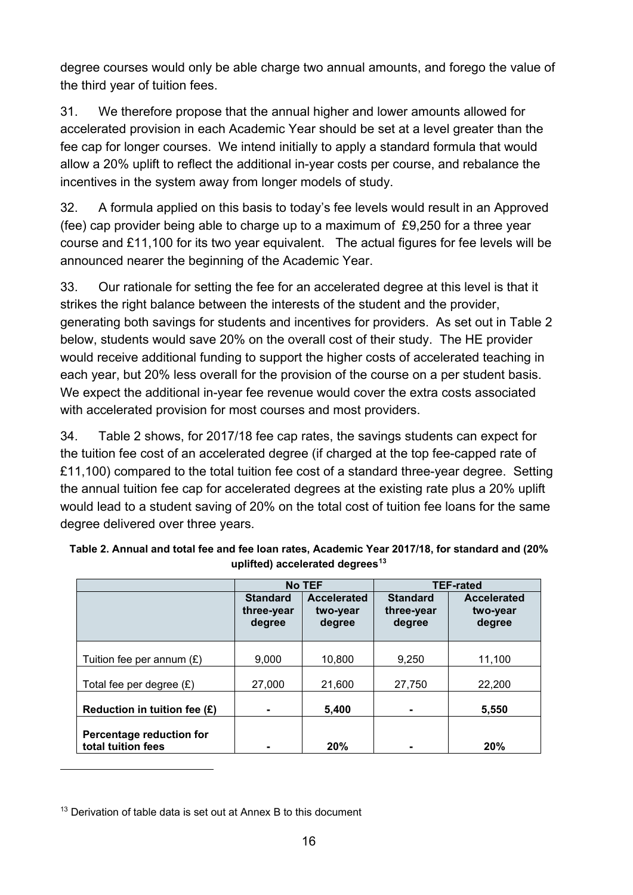degree courses would only be able charge two annual amounts, and forego the value of the third year of tuition fees.

31. We therefore propose that the annual higher and lower amounts allowed for accelerated provision in each Academic Year should be set at a level greater than the fee cap for longer courses. We intend initially to apply a standard formula that would allow a 20% uplift to reflect the additional in-year costs per course, and rebalance the incentives in the system away from longer models of study.

32. A formula applied on this basis to today's fee levels would result in an Approved (fee) cap provider being able to charge up to a maximum of £9,250 for a three year course and £11,100 for its two year equivalent. The actual figures for fee levels will be announced nearer the beginning of the Academic Year.

33. Our rationale for setting the fee for an accelerated degree at this level is that it strikes the right balance between the interests of the student and the provider, generating both savings for students and incentives for providers. As set out in Table 2 below, students would save 20% on the overall cost of their study. The HE provider would receive additional funding to support the higher costs of accelerated teaching in each year, but 20% less overall for the provision of the course on a per student basis. We expect the additional in-year fee revenue would cover the extra costs associated with accelerated provision for most courses and most providers.

34. Table 2 shows, for 2017/18 fee cap rates, the savings students can expect for the tuition fee cost of an accelerated degree (if charged at the top fee-capped rate of £11,100) compared to the total tuition fee cost of a standard three-year degree. Setting the annual tuition fee cap for accelerated degrees at the existing rate plus a 20% uplift would lead to a student saving of 20% on the total cost of tuition fee loans for the same degree delivered over three years.

**Table 2. Annual and total fee and fee loan rates, Academic Year 2017/18, for standard and (20% uplifted) accelerated degrees[13]**

| | No TEF | | TEF-rated | |
|---|---|---|---|---|
| | **Standard three-year degree** | **Accelerated two-year degree** | **Standard three-year degree** | **Accelerated two-year degree** |
| Tuition fee per annum (£) | 9,000 | 10,800 | 9,250 | 11,100 |
| Total fee per degree (£) | 27,000 | 21,600 | 27,750 | 22,200 |
| **Reduction in tuition fee (£)** | **-** | **5,400** | **-** | **5,550** |
| **Percentage reduction for total tuition fees** | **-** | **20%** | **-** | **20%** |

[13] Derivation of table data is set out at Annex B to this document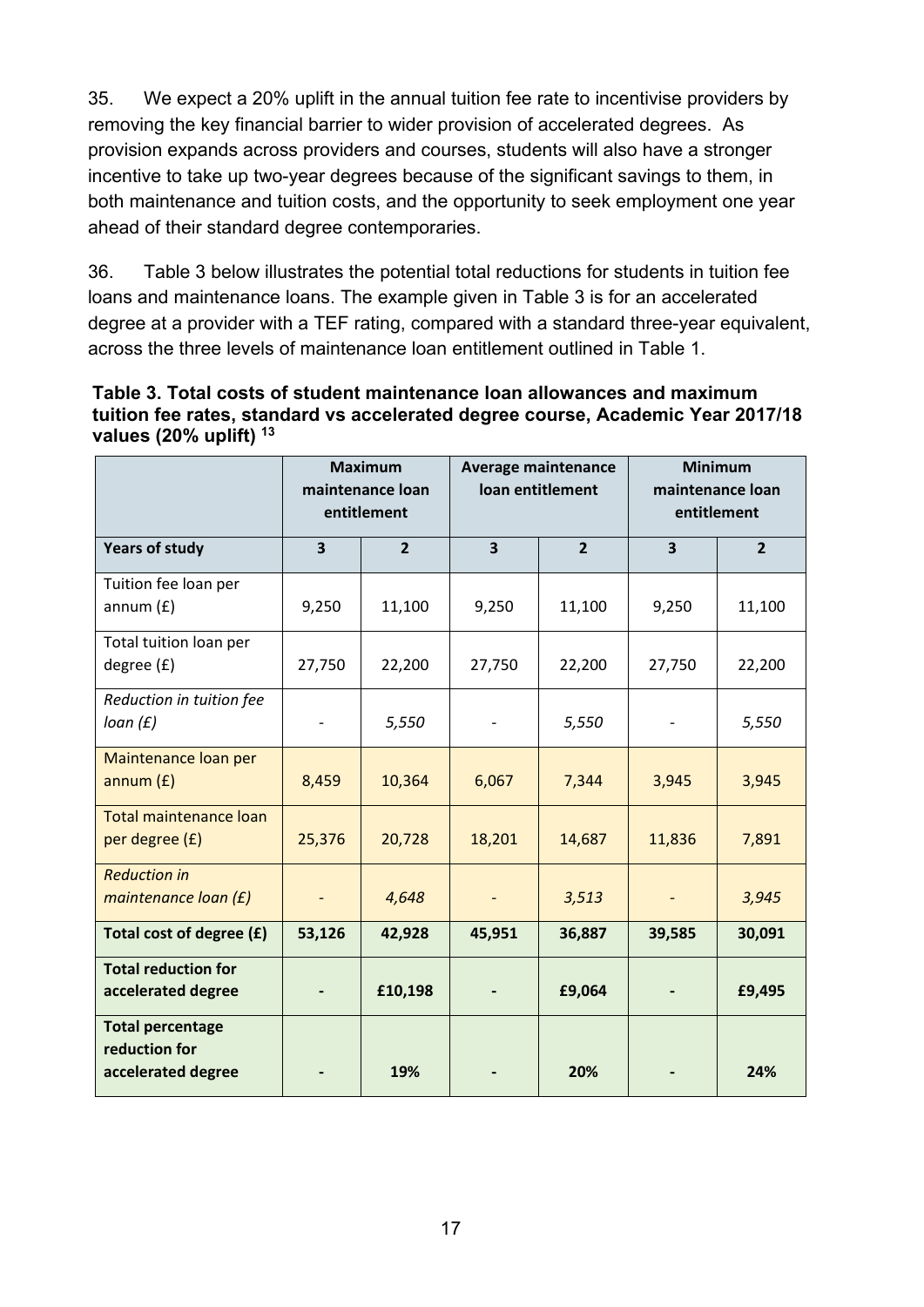35. We expect a 20% uplift in the annual tuition fee rate to incentivise providers by removing the key financial barrier to wider provision of accelerated degrees. As provision expands across providers and courses, students will also have a stronger incentive to take up two-year degrees because of the significant savings to them, in both maintenance and tuition costs, and the opportunity to seek employment one year ahead of their standard degree contemporaries.

36. Table 3 below illustrates the potential total reductions for students in tuition fee loans and maintenance loans. The example given in Table 3 is for an accelerated degree at a provider with a TEF rating, compared with a standard three-year equivalent, across the three levels of maintenance loan entitlement outlined in Table 1.

**Table 3. Total costs of student maintenance loan allowances and maximum tuition fee rates, standard vs accelerated degree course, Academic Year 2017/18 values (20% uplift) [13]**

| | Maximum maintenance loan entitlement | | Average maintenance loan entitlement | | Minimum maintenance loan entitlement | |
|---|---|---|---|---|---|---|
| **Years of study** | **3** | **2** | **3** | **2** | **3** | **2** |
| Tuition fee loan per annum (£) | 9,250 | 11,100 | 9,250 | 11,100 | 9,250 | 11,100 |
| Total tuition loan per degree (£) | 27,750 | 22,200 | 27,750 | 22,200 | 27,750 | 22,200 |
| *Reduction in tuition fee loan (£)* | - | *5,550* | - | *5,550* | - | *5,550* |
| Maintenance loan per annum (£) | 8,459 | 10,364 | 6,067 | 7,344 | 3,945 | 3,945 |
| Total maintenance loan per degree (£) | 25,376 | 20,728 | 18,201 | 14,687 | 11,836 | 7,891 |
| *Reduction in maintenance loan (£)* | - | *4,648* | - | *3,513* | - | *3,945* |
| **Total cost of degree (£)** | **53,126** | **42,928** | **45,951** | **36,887** | **39,585** | **30,091** |
| **Total reduction for accelerated degree** | **-** | **£10,198** | **-** | **£9,064** | **-** | **£9,495** |
| **Total percentage reduction for accelerated degree** | **-** | **19%** | **-** | **20%** | **-** | **24%** |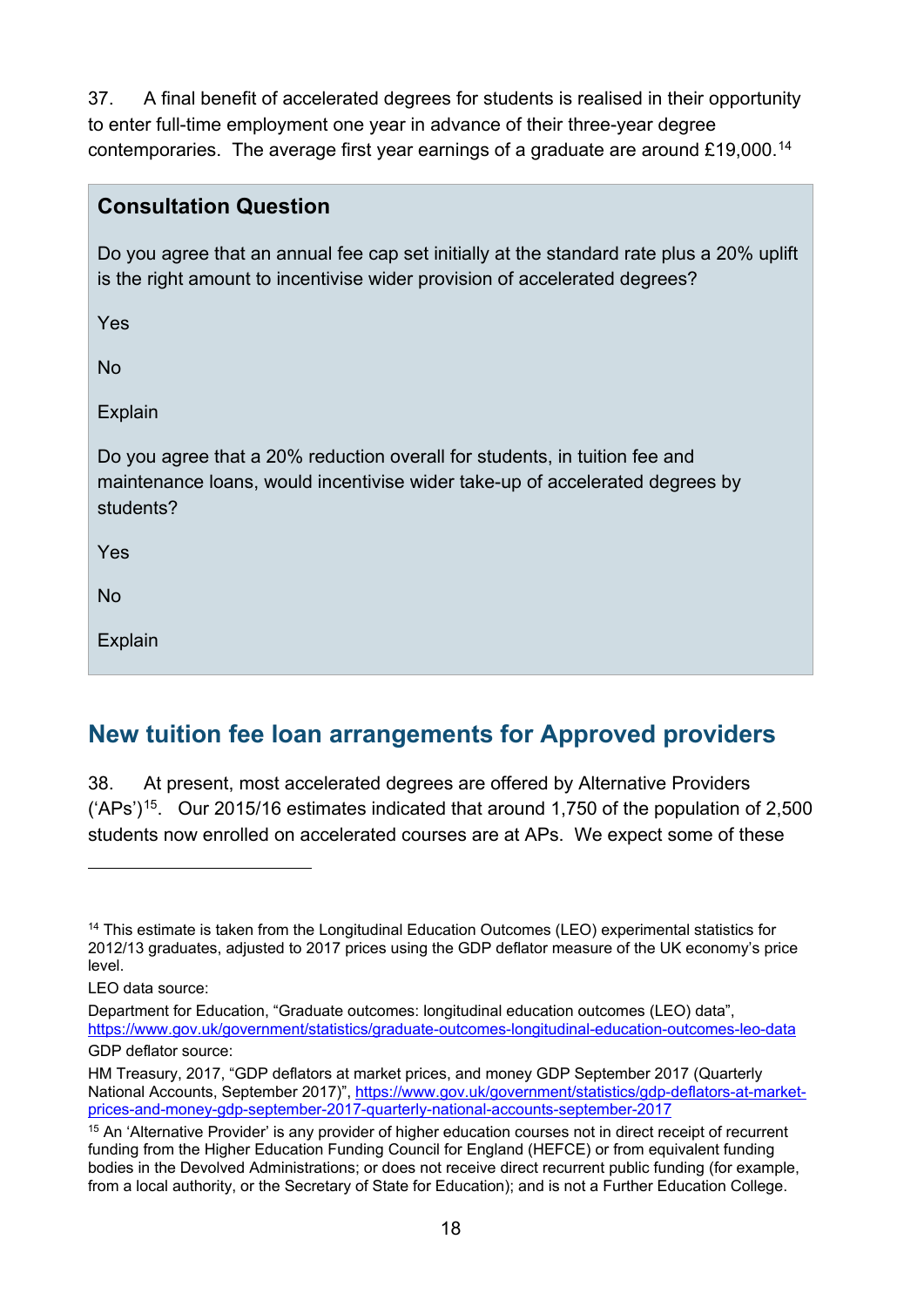37. A final benefit of accelerated degrees for students is realised in their opportunity to enter full-time employment one year in advance of their three-year degree contemporaries. The average first year earnings of a graduate are around £19,000.[14]

> **Consultation Question**
>
> Do you agree that an annual fee cap set initially at the standard rate plus a 20% uplift is the right amount to incentivise wider provision of accelerated degrees?
>
> Yes
>
> No
>
> Explain
>
> Do you agree that a 20% reduction overall for students, in tuition fee and maintenance loans, would incentivise wider take-up of accelerated degrees by students?
>
> Yes
>
> No
>
> Explain

## New tuition fee loan arrangements for Approved providers

38. At present, most accelerated degrees are offered by Alternative Providers ('APs')[15]. Our 2015/16 estimates indicated that around 1,750 of the population of 2,500 students now enrolled on accelerated courses are at APs. We expect some of these

---

[14] This estimate is taken from the Longitudinal Education Outcomes (LEO) experimental statistics for 2012/13 graduates, adjusted to 2017 prices using the GDP deflator measure of the UK economy's price level.

LEO data source:

Department for Education, "Graduate outcomes: longitudinal education outcomes (LEO) data", https://www.gov.uk/government/statistics/graduate-outcomes-longitudinal-education-outcomes-leo-data

GDP deflator source:

HM Treasury, 2017, "GDP deflators at market prices, and money GDP September 2017 (Quarterly National Accounts, September 2017)", https://www.gov.uk/government/statistics/gdp-deflators-at-market-prices-and-money-gdp-september-2017-quarterly-national-accounts-september-2017

[15] An 'Alternative Provider' is any provider of higher education courses not in direct receipt of recurrent funding from the Higher Education Funding Council for England (HEFCE) or from equivalent funding bodies in the Devolved Administrations; or does not receive direct recurrent public funding (for example, from a local authority, or the Secretary of State for Education); and is not a Further Education College.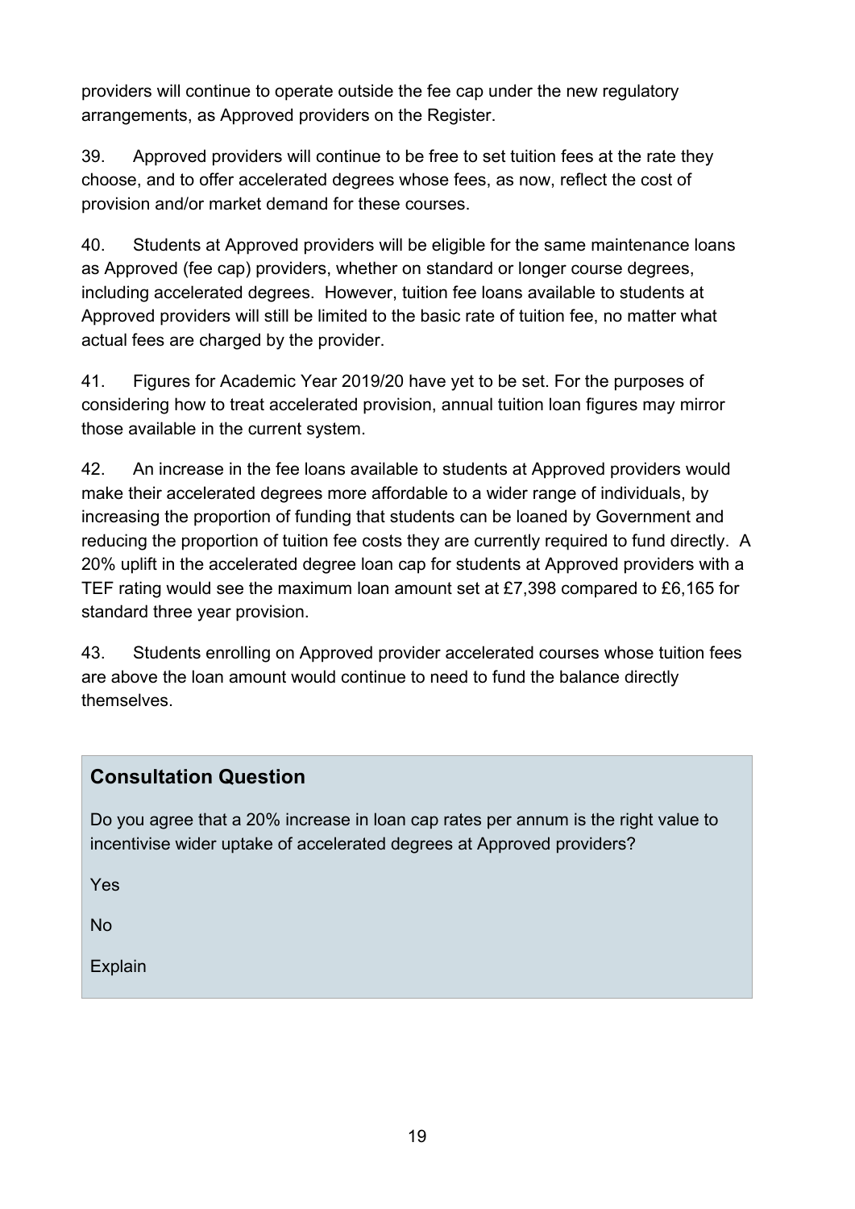providers will continue to operate outside the fee cap under the new regulatory arrangements, as Approved providers on the Register.

39. Approved providers will continue to be free to set tuition fees at the rate they choose, and to offer accelerated degrees whose fees, as now, reflect the cost of provision and/or market demand for these courses.

40. Students at Approved providers will be eligible for the same maintenance loans as Approved (fee cap) providers, whether on standard or longer course degrees, including accelerated degrees. However, tuition fee loans available to students at Approved providers will still be limited to the basic rate of tuition fee, no matter what actual fees are charged by the provider.

41. Figures for Academic Year 2019/20 have yet to be set. For the purposes of considering how to treat accelerated provision, annual tuition loan figures may mirror those available in the current system.

42. An increase in the fee loans available to students at Approved providers would make their accelerated degrees more affordable to a wider range of individuals, by increasing the proportion of funding that students can be loaned by Government and reducing the proportion of tuition fee costs they are currently required to fund directly. A 20% uplift in the accelerated degree loan cap for students at Approved providers with a TEF rating would see the maximum loan amount set at £7,398 compared to £6,165 for standard three year provision.

43. Students enrolling on Approved provider accelerated courses whose tuition fees are above the loan amount would continue to need to fund the balance directly themselves.

## Consultation Question

Do you agree that a 20% increase in loan cap rates per annum is the right value to incentivise wider uptake of accelerated degrees at Approved providers?

Yes

No

Explain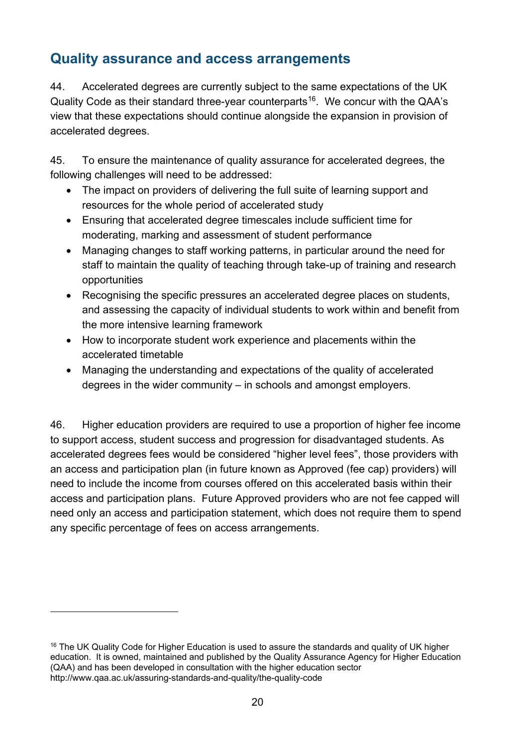## Quality assurance and access arrangements

44. Accelerated degrees are currently subject to the same expectations of the UK Quality Code as their standard three-year counterparts[16]. We concur with the QAA's view that these expectations should continue alongside the expansion in provision of accelerated degrees.

45. To ensure the maintenance of quality assurance for accelerated degrees, the following challenges will need to be addressed:

- The impact on providers of delivering the full suite of learning support and resources for the whole period of accelerated study
- Ensuring that accelerated degree timescales include sufficient time for moderating, marking and assessment of student performance
- Managing changes to staff working patterns, in particular around the need for staff to maintain the quality of teaching through take-up of training and research opportunities
- Recognising the specific pressures an accelerated degree places on students, and assessing the capacity of individual students to work within and benefit from the more intensive learning framework
- How to incorporate student work experience and placements within the accelerated timetable
- Managing the understanding and expectations of the quality of accelerated degrees in the wider community – in schools and amongst employers.

46. Higher education providers are required to use a proportion of higher fee income to support access, student success and progression for disadvantaged students. As accelerated degrees fees would be considered "higher level fees", those providers with an access and participation plan (in future known as Approved (fee cap) providers) will need to include the income from courses offered on this accelerated basis within their access and participation plans. Future Approved providers who are not fee capped will need only an access and participation statement, which does not require them to spend any specific percentage of fees on access arrangements.

---

[16] The UK Quality Code for Higher Education is used to assure the standards and quality of UK higher education. It is owned, maintained and published by the Quality Assurance Agency for Higher Education (QAA) and has been developed in consultation with the higher education sector http://www.qaa.ac.uk/assuring-standards-and-quality/the-quality-code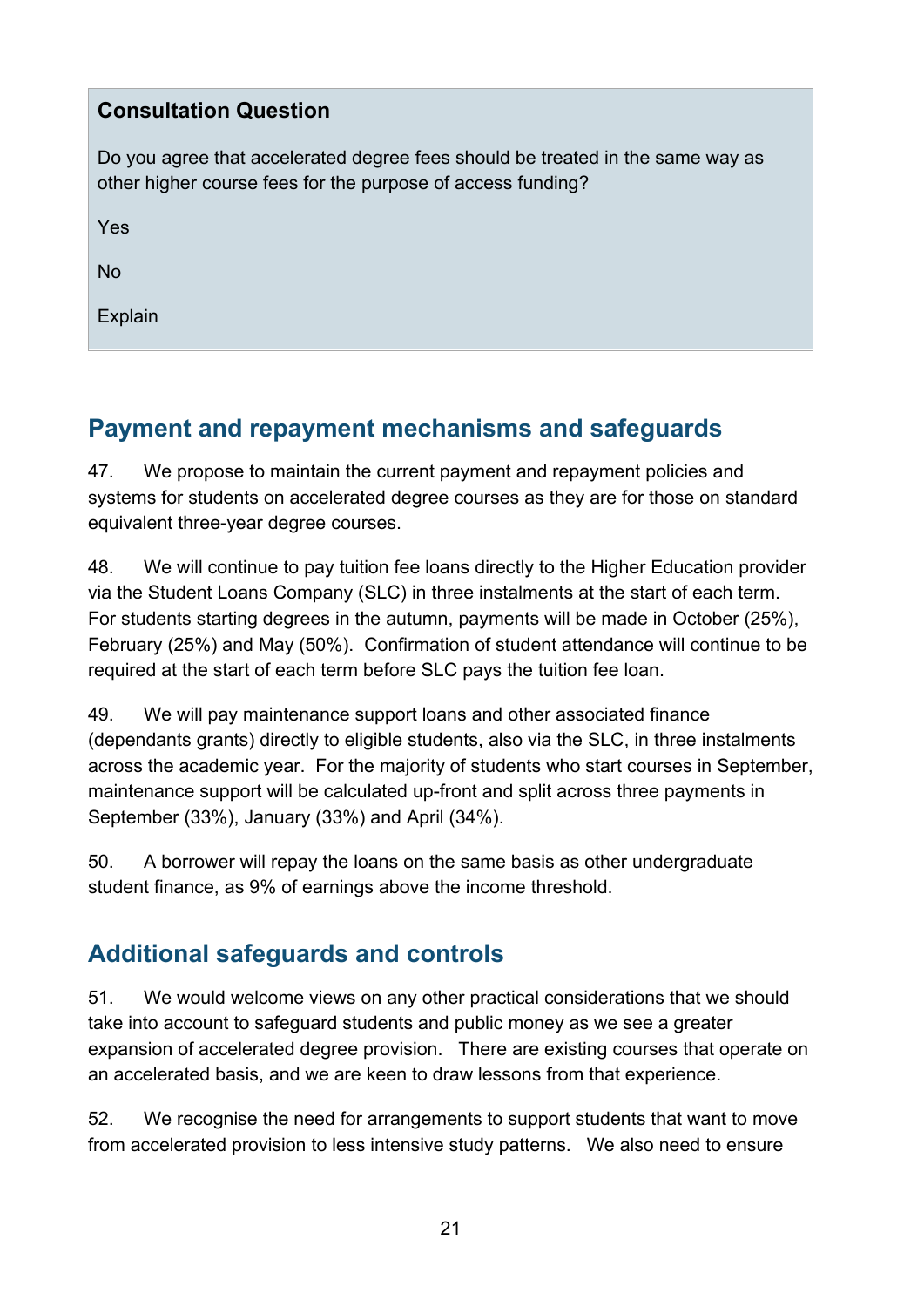**Consultation Question**

Do you agree that accelerated degree fees should be treated in the same way as other higher course fees for the purpose of access funding?

Yes

No

Explain

## Payment and repayment mechanisms and safeguards

47. We propose to maintain the current payment and repayment policies and systems for students on accelerated degree courses as they are for those on standard equivalent three-year degree courses.

48. We will continue to pay tuition fee loans directly to the Higher Education provider via the Student Loans Company (SLC) in three instalments at the start of each term. For students starting degrees in the autumn, payments will be made in October (25%), February (25%) and May (50%). Confirmation of student attendance will continue to be required at the start of each term before SLC pays the tuition fee loan.

49. We will pay maintenance support loans and other associated finance (dependants grants) directly to eligible students, also via the SLC, in three instalments across the academic year. For the majority of students who start courses in September, maintenance support will be calculated up-front and split across three payments in September (33%), January (33%) and April (34%).

50. A borrower will repay the loans on the same basis as other undergraduate student finance, as 9% of earnings above the income threshold.

## Additional safeguards and controls

51. We would welcome views on any other practical considerations that we should take into account to safeguard students and public money as we see a greater expansion of accelerated degree provision. There are existing courses that operate on an accelerated basis, and we are keen to draw lessons from that experience.

52. We recognise the need for arrangements to support students that want to move from accelerated provision to less intensive study patterns. We also need to ensure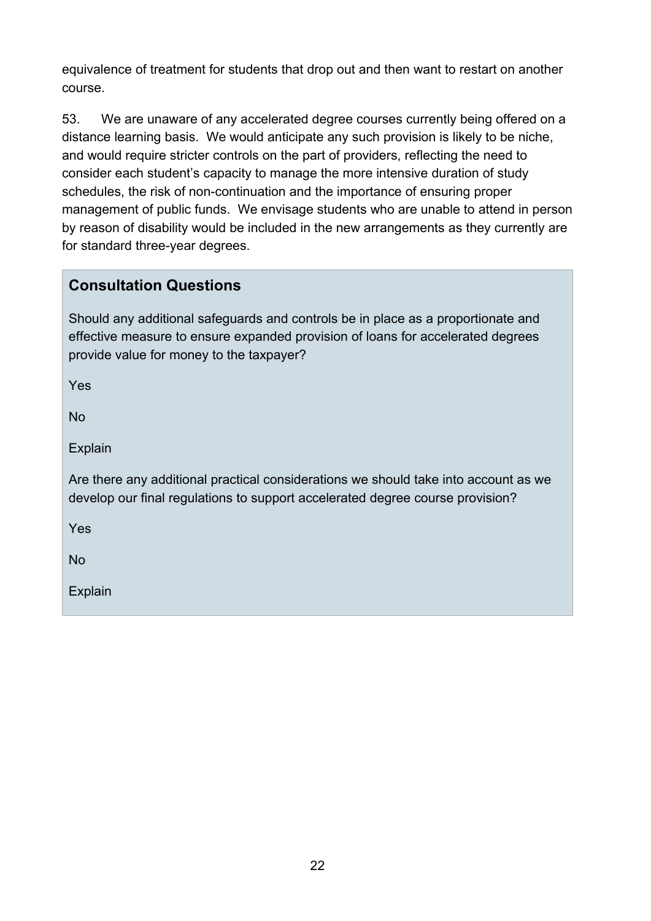equivalence of treatment for students that drop out and then want to restart on another course.

53. We are unaware of any accelerated degree courses currently being offered on a distance learning basis. We would anticipate any such provision is likely to be niche, and would require stricter controls on the part of providers, reflecting the need to consider each student's capacity to manage the more intensive duration of study schedules, the risk of non-continuation and the importance of ensuring proper management of public funds. We envisage students who are unable to attend in person by reason of disability would be included in the new arrangements as they currently are for standard three-year degrees.

### Consultation Questions

Should any additional safeguards and controls be in place as a proportionate and effective measure to ensure expanded provision of loans for accelerated degrees provide value for money to the taxpayer?

Yes

No

Explain

Are there any additional practical considerations we should take into account as we develop our final regulations to support accelerated degree course provision?

Yes

No

Explain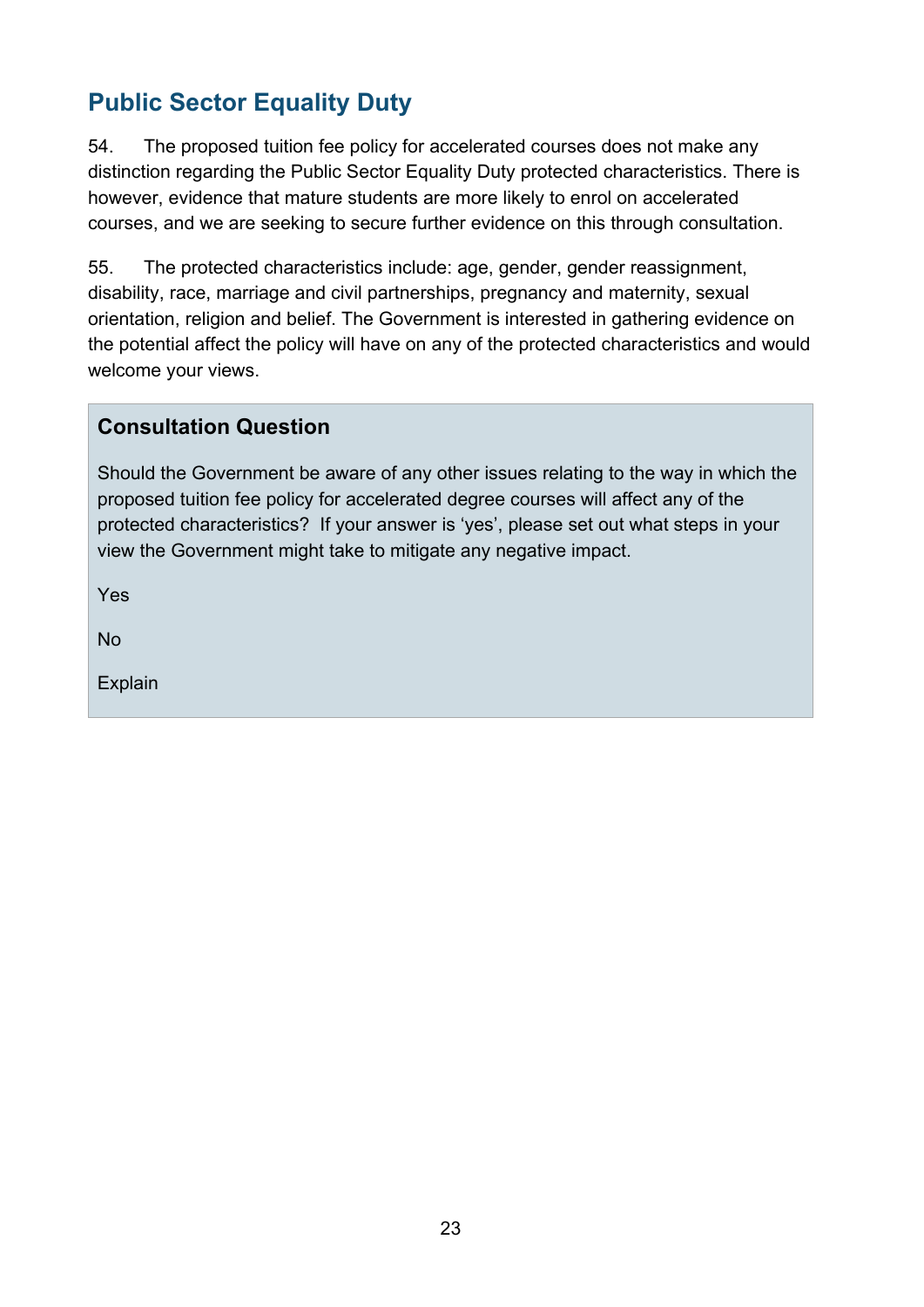## Public Sector Equality Duty

54. The proposed tuition fee policy for accelerated courses does not make any distinction regarding the Public Sector Equality Duty protected characteristics. There is however, evidence that mature students are more likely to enrol on accelerated courses, and we are seeking to secure further evidence on this through consultation.

55. The protected characteristics include: age, gender, gender reassignment, disability, race, marriage and civil partnerships, pregnancy and maternity, sexual orientation, religion and belief. The Government is interested in gathering evidence on the potential affect the policy will have on any of the protected characteristics and would welcome your views.

### Consultation Question

Should the Government be aware of any other issues relating to the way in which the proposed tuition fee policy for accelerated degree courses will affect any of the protected characteristics? If your answer is 'yes', please set out what steps in your view the Government might take to mitigate any negative impact.

Yes

No

Explain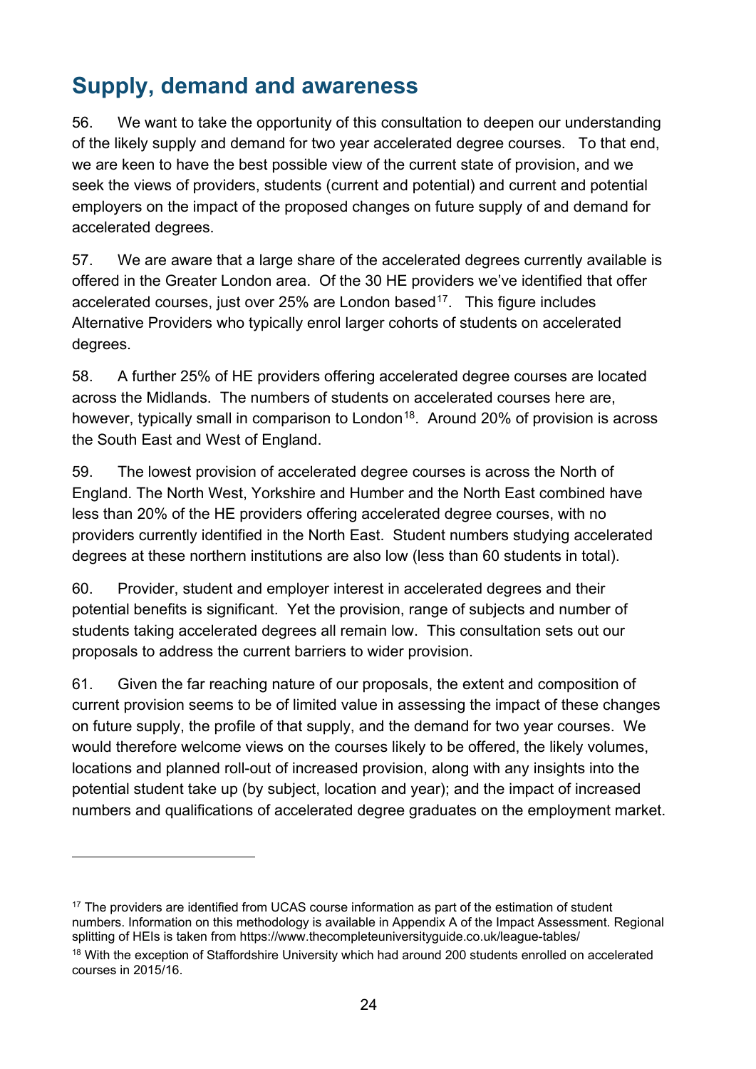## Supply, demand and awareness

56. We want to take the opportunity of this consultation to deepen our understanding of the likely supply and demand for two year accelerated degree courses. To that end, we are keen to have the best possible view of the current state of provision, and we seek the views of providers, students (current and potential) and current and potential employers on the impact of the proposed changes on future supply of and demand for accelerated degrees.

57. We are aware that a large share of the accelerated degrees currently available is offered in the Greater London area. Of the 30 HE providers we've identified that offer accelerated courses, just over 25% are London based[17]. This figure includes Alternative Providers who typically enrol larger cohorts of students on accelerated degrees.

58. A further 25% of HE providers offering accelerated degree courses are located across the Midlands. The numbers of students on accelerated courses here are, however, typically small in comparison to London[18]. Around 20% of provision is across the South East and West of England.

59. The lowest provision of accelerated degree courses is across the North of England. The North West, Yorkshire and Humber and the North East combined have less than 20% of the HE providers offering accelerated degree courses, with no providers currently identified in the North East. Student numbers studying accelerated degrees at these northern institutions are also low (less than 60 students in total).

60. Provider, student and employer interest in accelerated degrees and their potential benefits is significant. Yet the provision, range of subjects and number of students taking accelerated degrees all remain low. This consultation sets out our proposals to address the current barriers to wider provision.

61. Given the far reaching nature of our proposals, the extent and composition of current provision seems to be of limited value in assessing the impact of these changes on future supply, the profile of that supply, and the demand for two year courses. We would therefore welcome views on the courses likely to be offered, the likely volumes, locations and planned roll-out of increased provision, along with any insights into the potential student take up (by subject, location and year); and the impact of increased numbers and qualifications of accelerated degree graduates on the employment market.

---

[17] The providers are identified from UCAS course information as part of the estimation of student numbers. Information on this methodology is available in Appendix A of the Impact Assessment. Regional splitting of HEIs is taken from https://www.thecompleteuniversityguide.co.uk/league-tables/

[18] With the exception of Staffordshire University which had around 200 students enrolled on accelerated courses in 2015/16.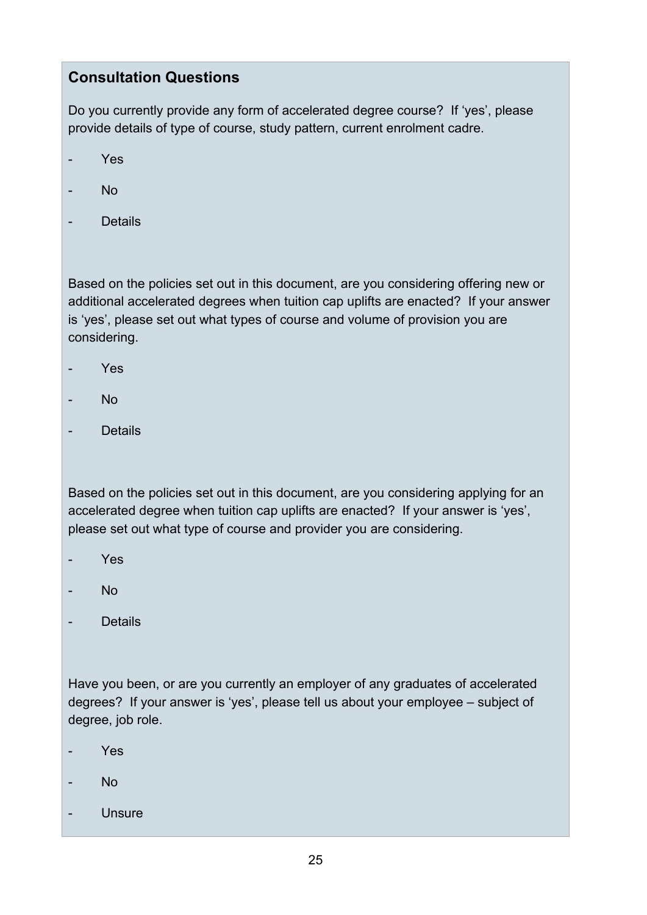### Consultation Questions

Do you currently provide any form of accelerated degree course? If 'yes', please provide details of type of course, study pattern, current enrolment cadre.

- Yes
- No
- Details

Based on the policies set out in this document, are you considering offering new or additional accelerated degrees when tuition cap uplifts are enacted? If your answer is 'yes', please set out what types of course and volume of provision you are considering.

- Yes
- No
- Details

Based on the policies set out in this document, are you considering applying for an accelerated degree when tuition cap uplifts are enacted? If your answer is 'yes', please set out what type of course and provider you are considering.

- Yes
- No
- Details

Have you been, or are you currently an employer of any graduates of accelerated degrees? If your answer is 'yes', please tell us about your employee – subject of degree, job role.

- Yes
- No
- Unsure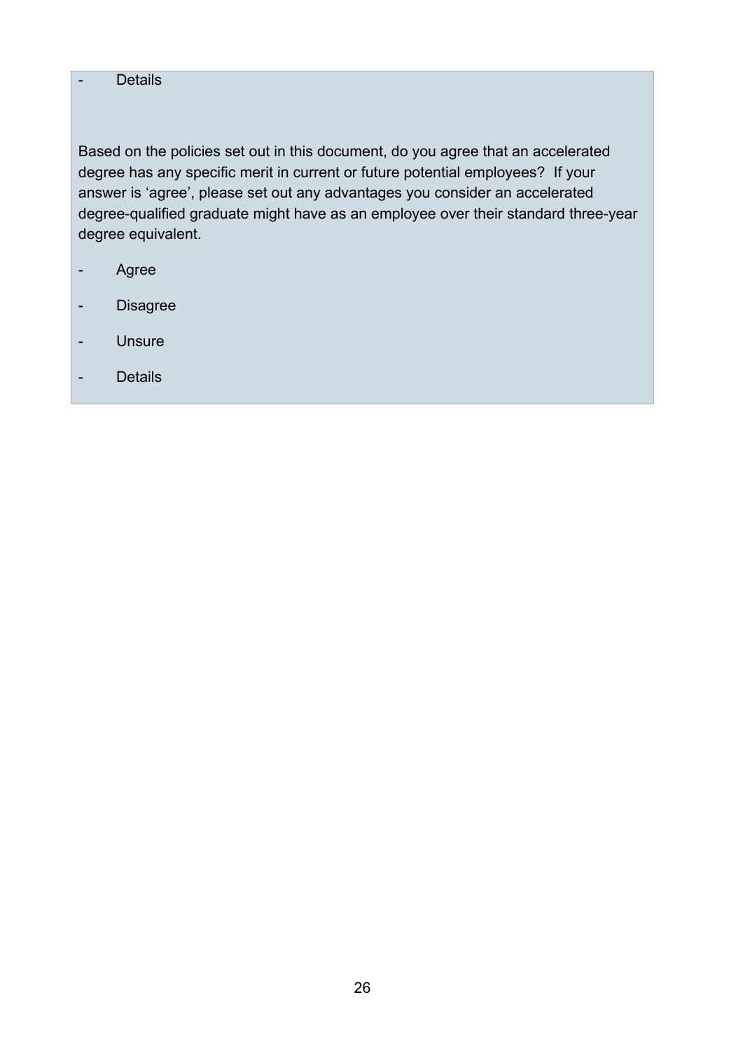- Details

Based on the policies set out in this document, do you agree that an accelerated degree has any specific merit in current or future potential employees? If your answer is 'agree', please set out any advantages you consider an accelerated degree-qualified graduate might have as an employee over their standard three-year degree equivalent.

- Agree
- Disagree
- Unsure
- Details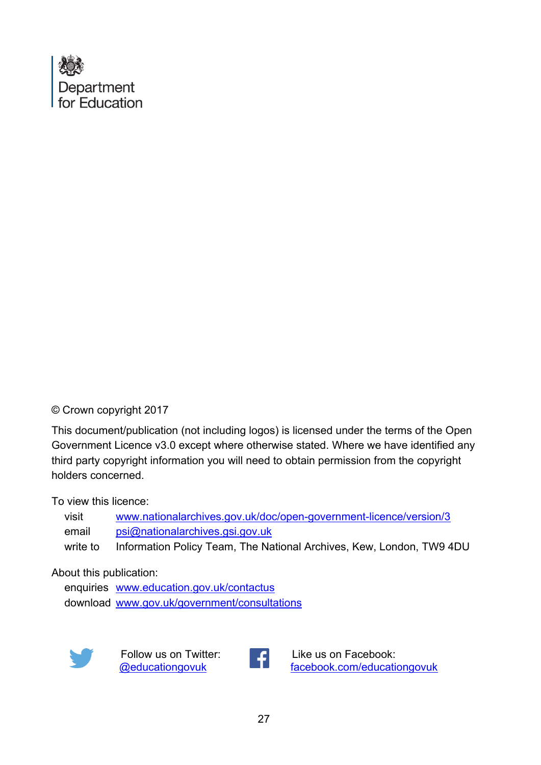Department for Education

© Crown copyright 2017

This document/publication (not including logos) is licensed under the terms of the Open Government Licence v3.0 except where otherwise stated. Where we have identified any third party copyright information you will need to obtain permission from the copyright holders concerned.

To view this licence:

| | |
|---|---|
| visit | www.nationalarchives.gov.uk/doc/open-government-licence/version/3 |
| email | psi@nationalarchives.gsi.gov.uk |
| write to | Information Policy Team, The National Archives, Kew, London, TW9 4DU |

About this publication:

| | |
|---|---|
| enquiries | www.education.gov.uk/contactus |
| download | www.gov.uk/government/consultations |

Follow us on Twitter: @educationgovuk

Like us on Facebook: facebook.com/educationgovuk